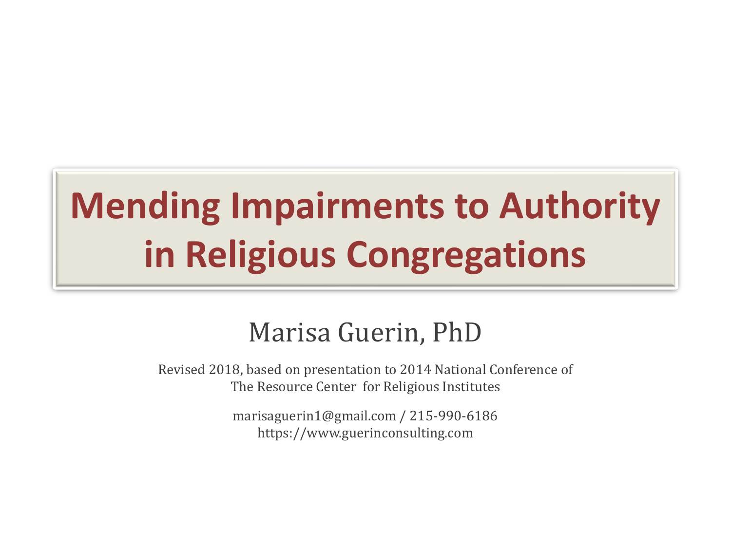# Mending Impairments to Authority in Religious Congregations

Marisa Guerin, PhD

Revised 2018, based on presentation to 2014 National Conference of The Resource Center for Religious Institutes

marisaguerin1@gmail.com / 215-990-6186
https://www.guerinconsulting.com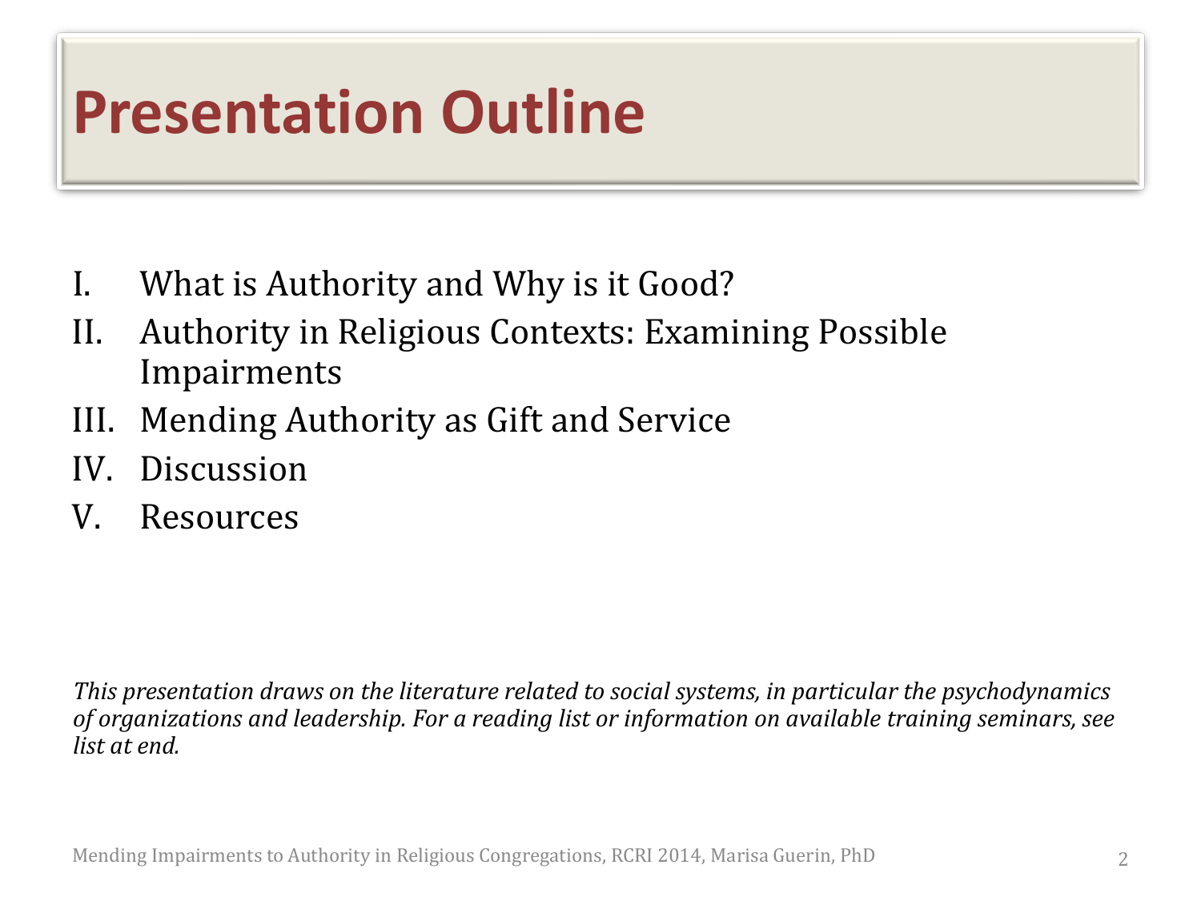# Presentation Outline

I. What is Authority and Why is it Good?
II. Authority in Religious Contexts: Examining Possible Impairments
III. Mending Authority as Gift and Service
IV. Discussion
V. Resources

*This presentation draws on the literature related to social systems, in particular the psychodynamics of organizations and leadership. For a reading list or information on available training seminars, see list at end.*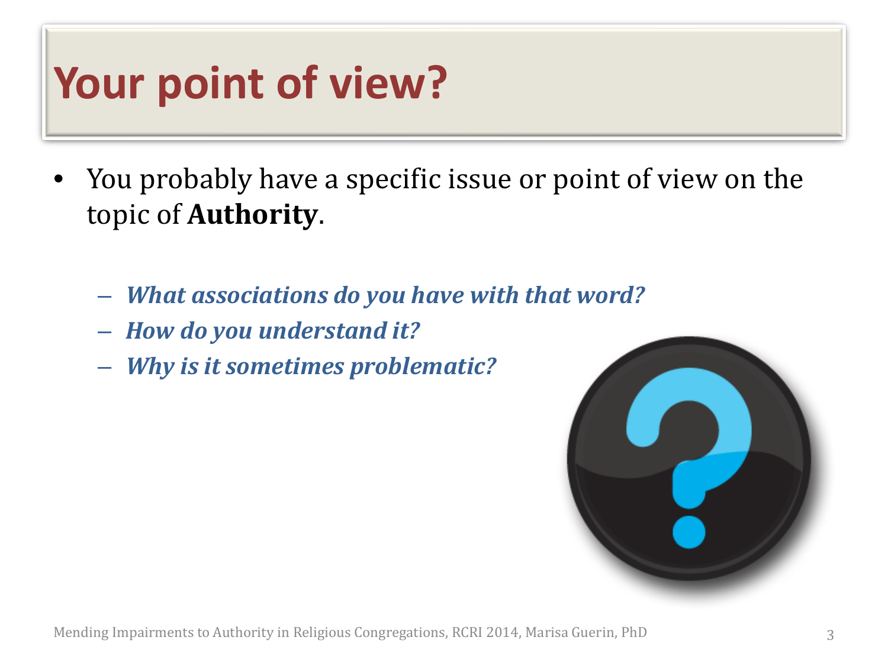# Your point of view?

- You probably have a specific issue or point of view on the topic of **Authority**.
  - ***What associations do you have with that word?***
  - ***How do you understand it?***
  - ***Why is it sometimes problematic?***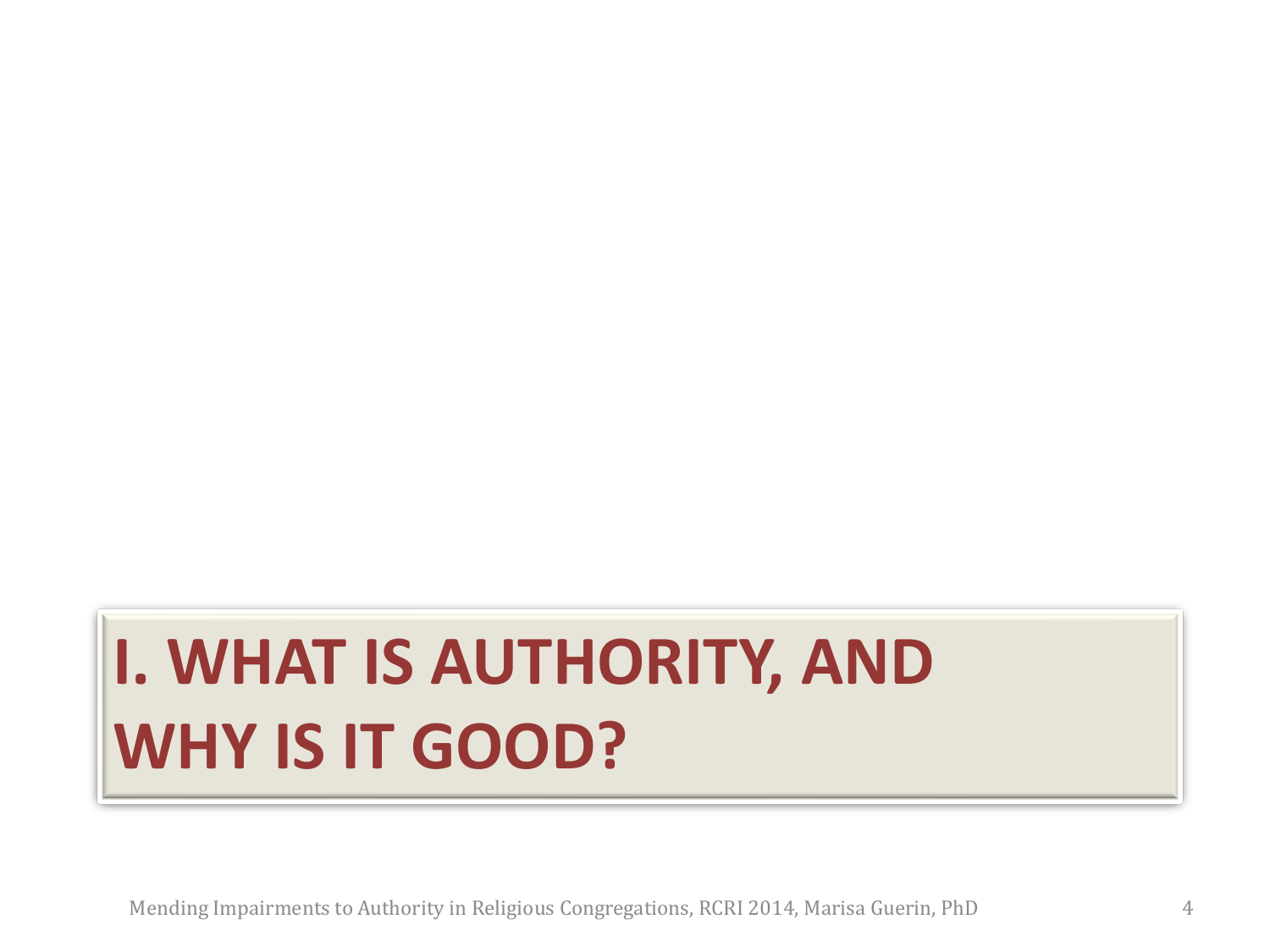# I. WHAT IS AUTHORITY, AND WHY IS IT GOOD?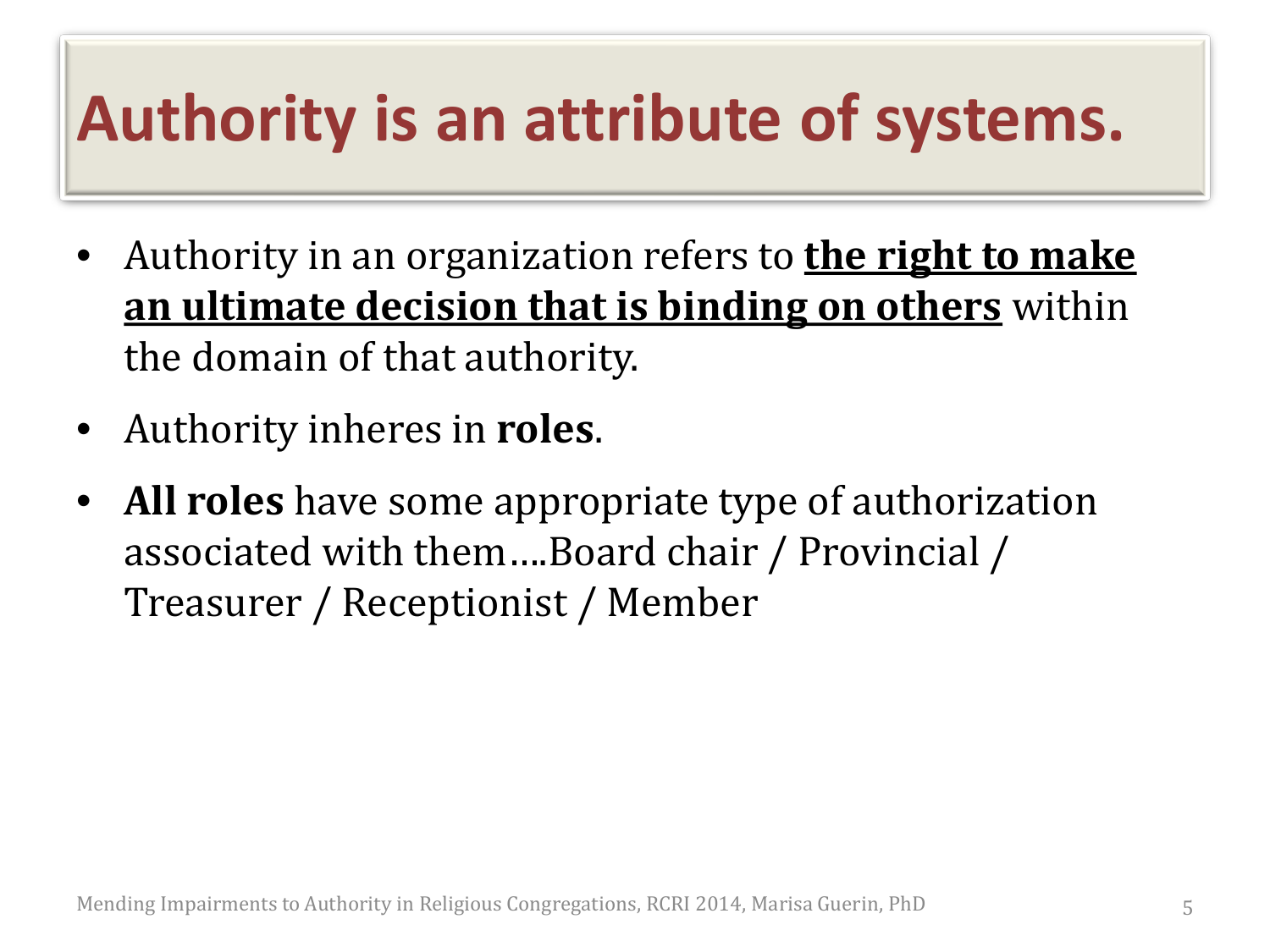# Authority is an attribute of systems.

- Authority in an organization refers to **the right to make an ultimate decision that is binding on others** within the domain of that authority.
- Authority inheres in **roles**.
- **All roles** have some appropriate type of authorization associated with them….Board chair / Provincial / Treasurer / Receptionist / Member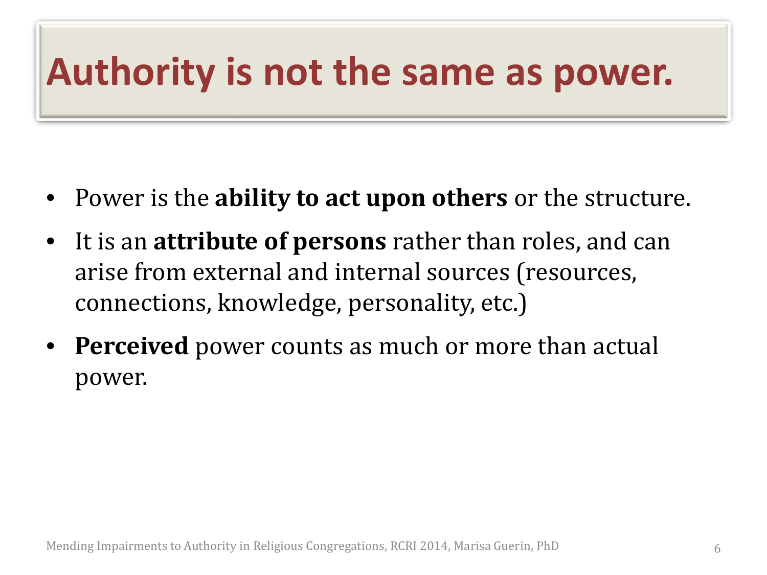# Authority is not the same as power.

- Power is the **ability to act upon others** or the structure.
- It is an **attribute of persons** rather than roles, and can arise from external and internal sources (resources, connections, knowledge, personality, etc.)
- **Perceived** power counts as much or more than actual power.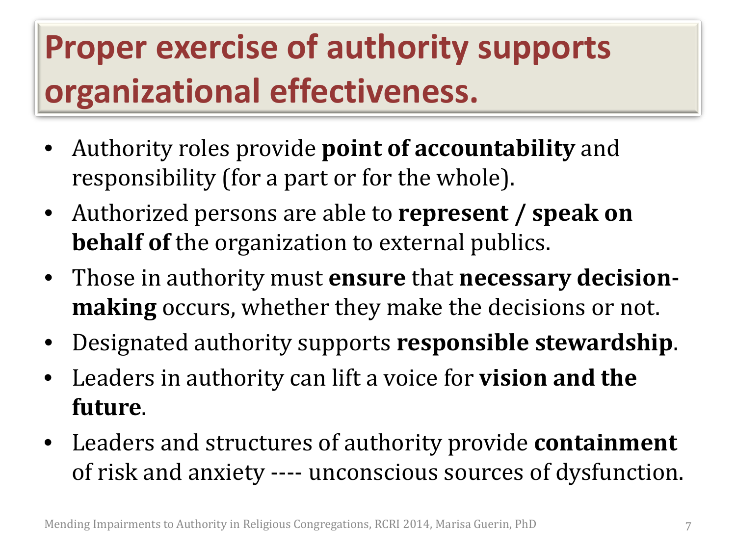# Proper exercise of authority supports organizational effectiveness.

- Authority roles provide **point of accountability** and responsibility (for a part or for the whole).
- Authorized persons are able to **represent / speak on behalf of** the organization to external publics.
- Those in authority must **ensure** that **necessary decision-making** occurs, whether they make the decisions or not.
- Designated authority supports **responsible stewardship**.
- Leaders in authority can lift a voice for **vision and the future**.
- Leaders and structures of authority provide **containment** of risk and anxiety ---- unconscious sources of dysfunction.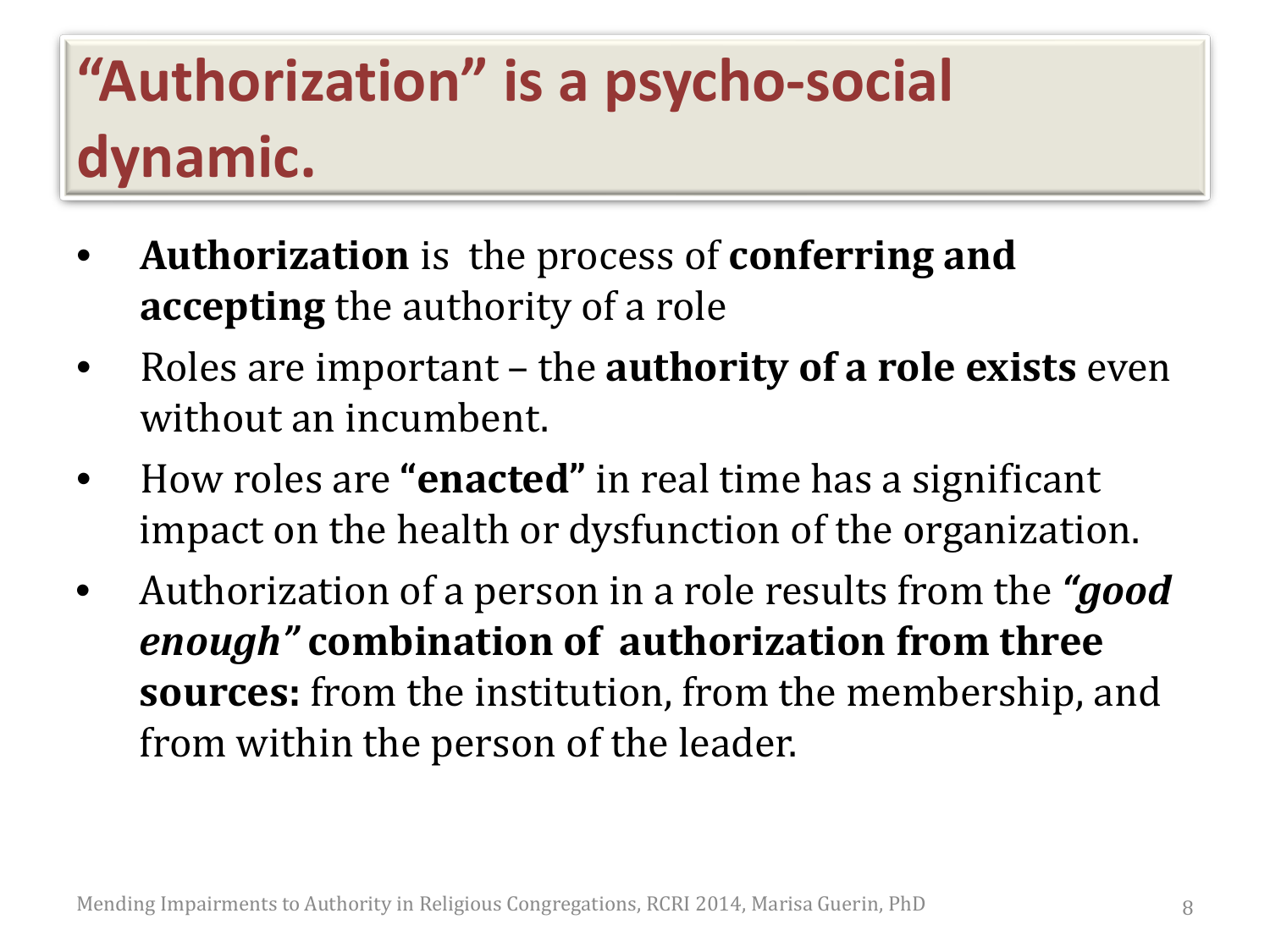# "Authorization" is a psycho-social dynamic.

- **Authorization** is the process of **conferring and accepting** the authority of a role
- Roles are important – the **authority of a role exists** even without an incumbent.
- How roles are **"enacted"** in real time has a significant impact on the health or dysfunction of the organization.
- Authorization of a person in a role results from the ***"good enough"*** **combination of authorization from three sources:** from the institution, from the membership, and from within the person of the leader.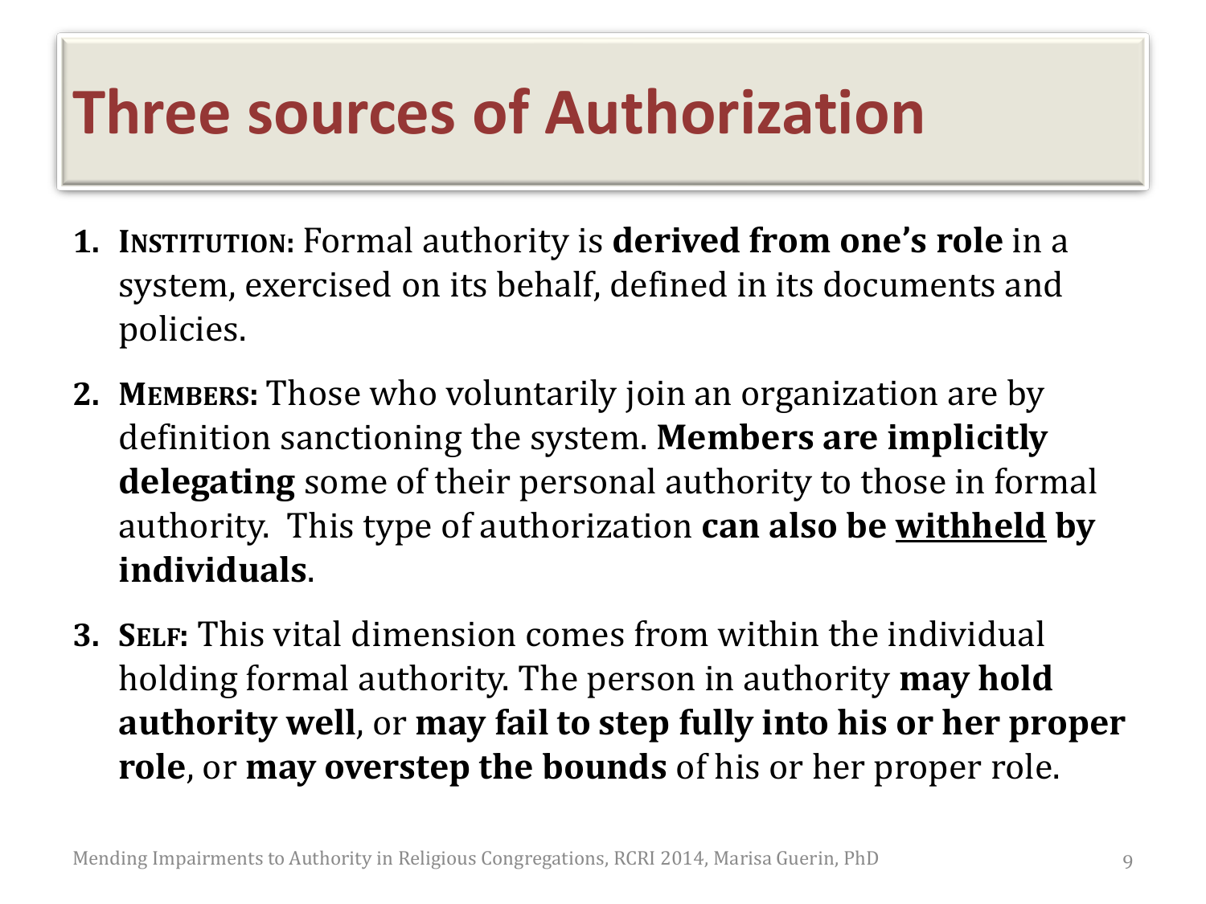# Three sources of Authorization

1. **INSTITUTION:** Formal authority is **derived from one's role** in a system, exercised on its behalf, defined in its documents and policies.
2. **MEMBERS:** Those who voluntarily join an organization are by definition sanctioning the system. **Members are implicitly delegating** some of their personal authority to those in formal authority. This type of authorization **can also be <u>withheld</u> by individuals**.
3. **SELF:** This vital dimension comes from within the individual holding formal authority. The person in authority **may hold authority well**, or **may fail to step fully into his or her proper role**, or **may overstep the bounds** of his or her proper role.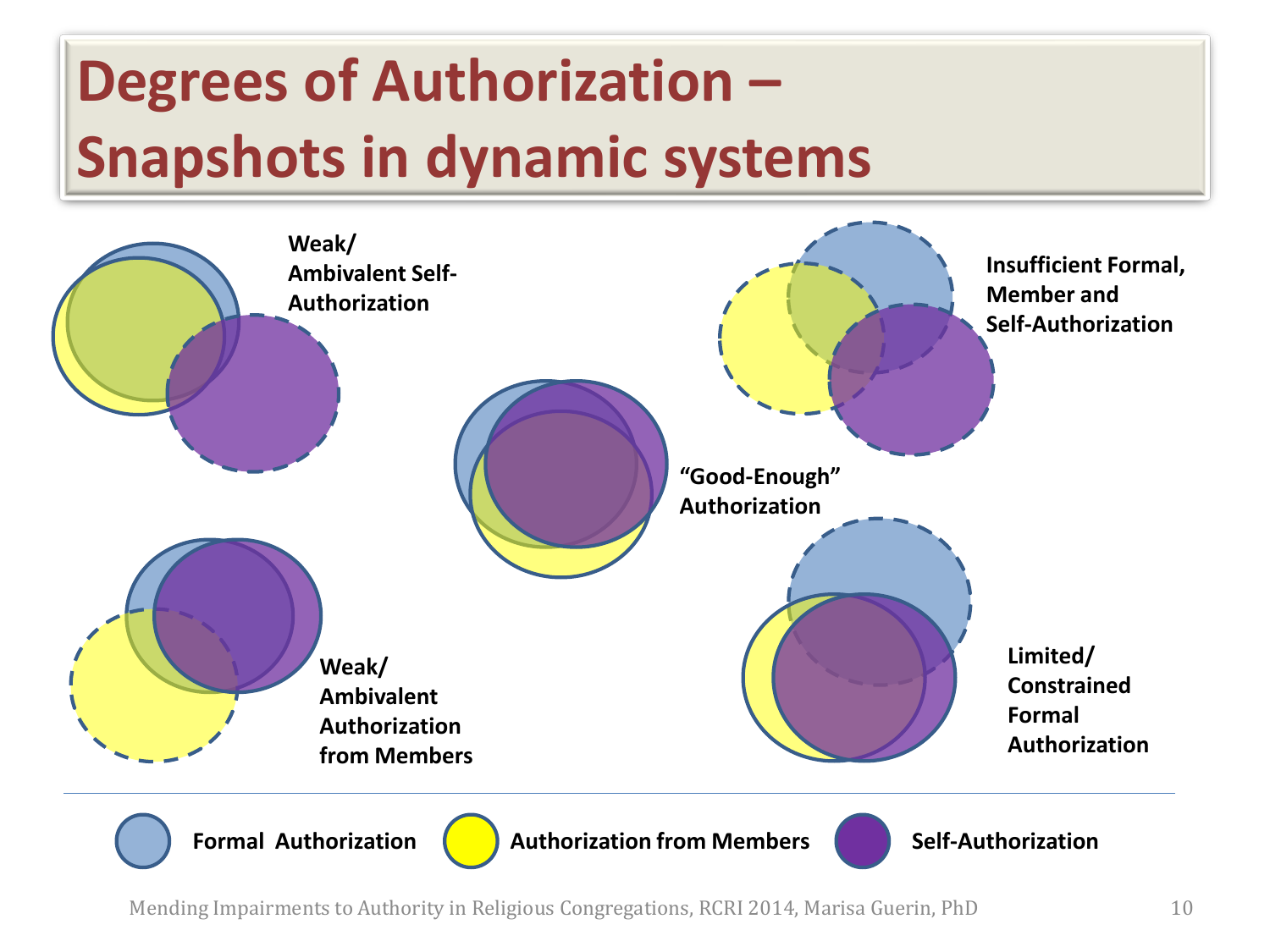# Degrees of Authorization – Snapshots in dynamic systems

Weak/ Ambivalent Self-Authorization

Insufficient Formal, Member and Self-Authorization

"Good-Enough" Authorization

Weak/ Ambivalent Authorization from Members

Limited/ Constrained Formal Authorization

Formal Authorization — Authorization from Members — Self-Authorization

Mending Impairments to Authority in Religious Congregations, RCRI 2014, Marisa Guerin, PhD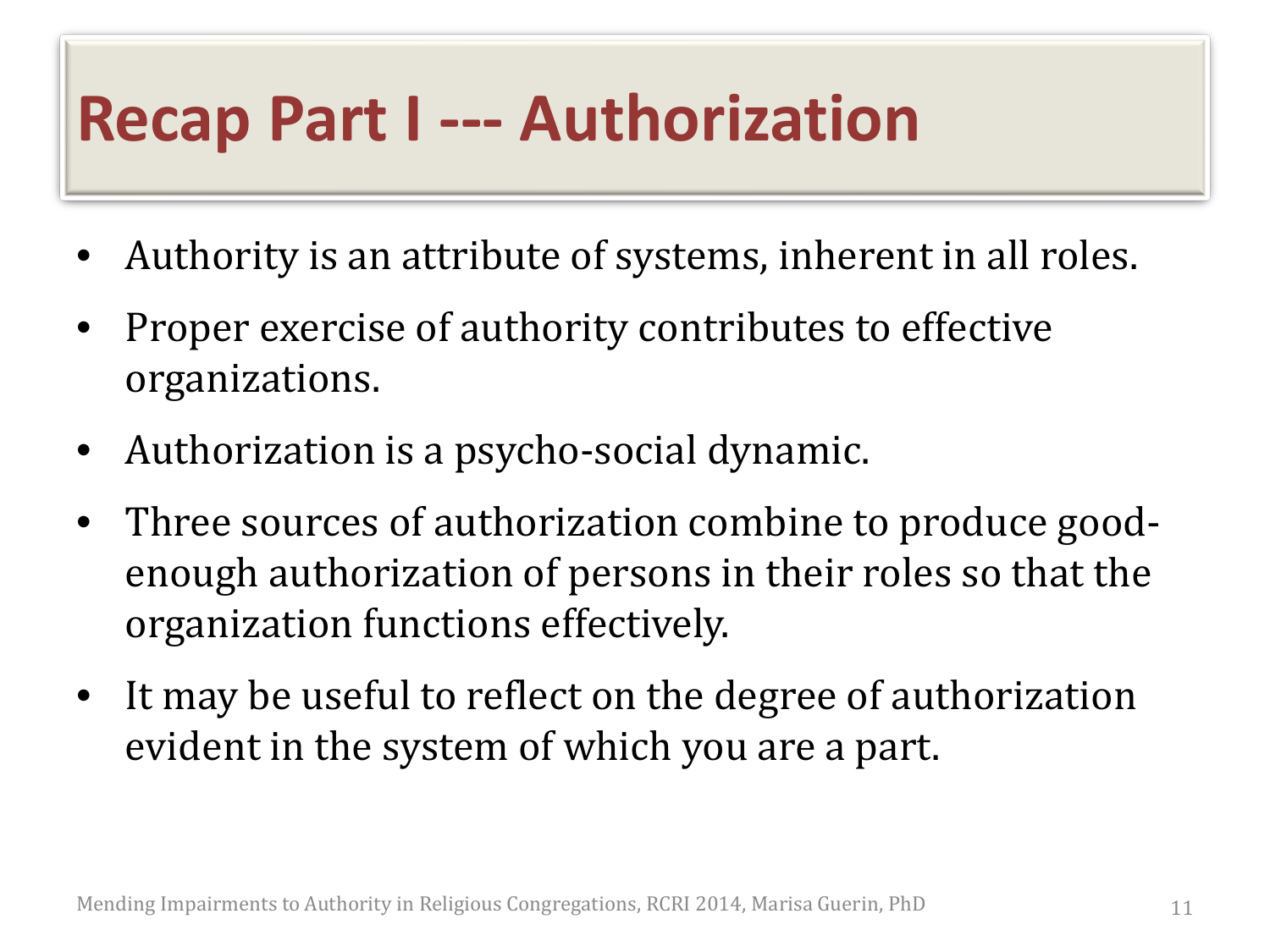# Recap Part I --- Authorization

- Authority is an attribute of systems, inherent in all roles.
- Proper exercise of authority contributes to effective organizations.
- Authorization is a psycho-social dynamic.
- Three sources of authorization combine to produce good-enough authorization of persons in their roles so that the organization functions effectively.
- It may be useful to reflect on the degree of authorization evident in the system of which you are a part.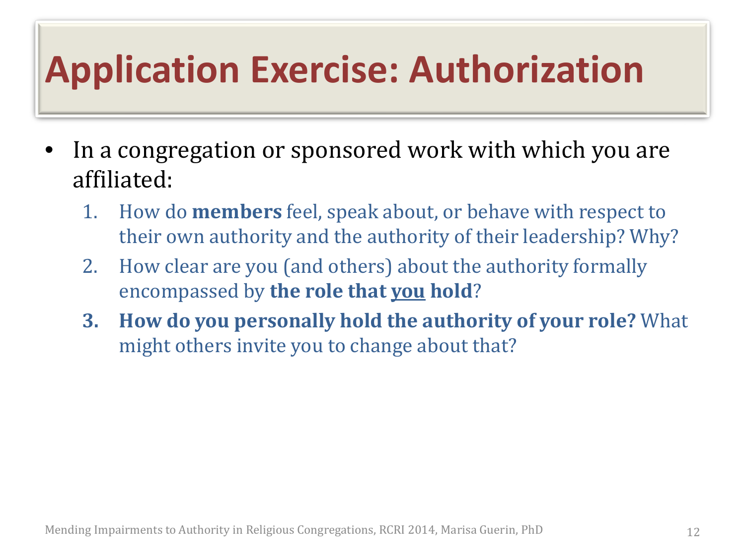# Application Exercise: Authorization

- In a congregation or sponsored work with which you are affiliated:
  1. How do **members** feel, speak about, or behave with respect to their own authority and the authority of their leadership? Why?
  2. How clear are you (and others) about the authority formally encompassed by **the role that <u>you</u> hold**?
  3. **How do you personally hold the authority of your role?** What might others invite you to change about that?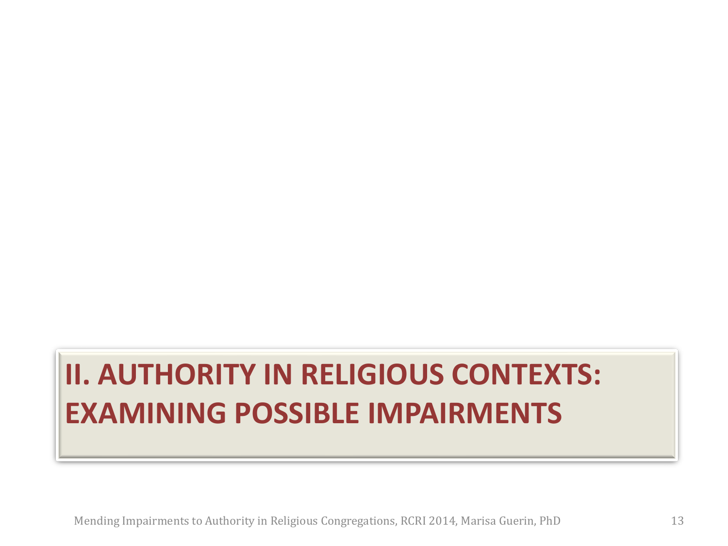# II. AUTHORITY IN RELIGIOUS CONTEXTS: EXAMINING POSSIBLE IMPAIRMENTS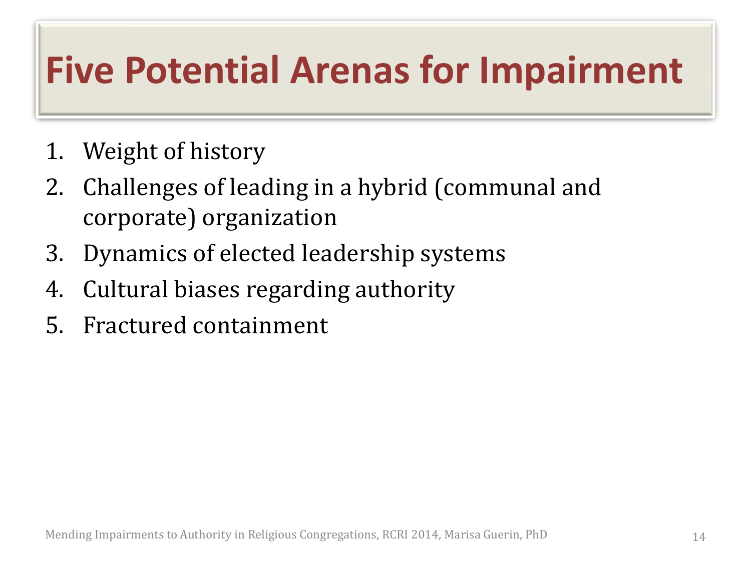# Five Potential Arenas for Impairment

1. Weight of history
2. Challenges of leading in a hybrid (communal and corporate) organization
3. Dynamics of elected leadership systems
4. Cultural biases regarding authority
5. Fractured containment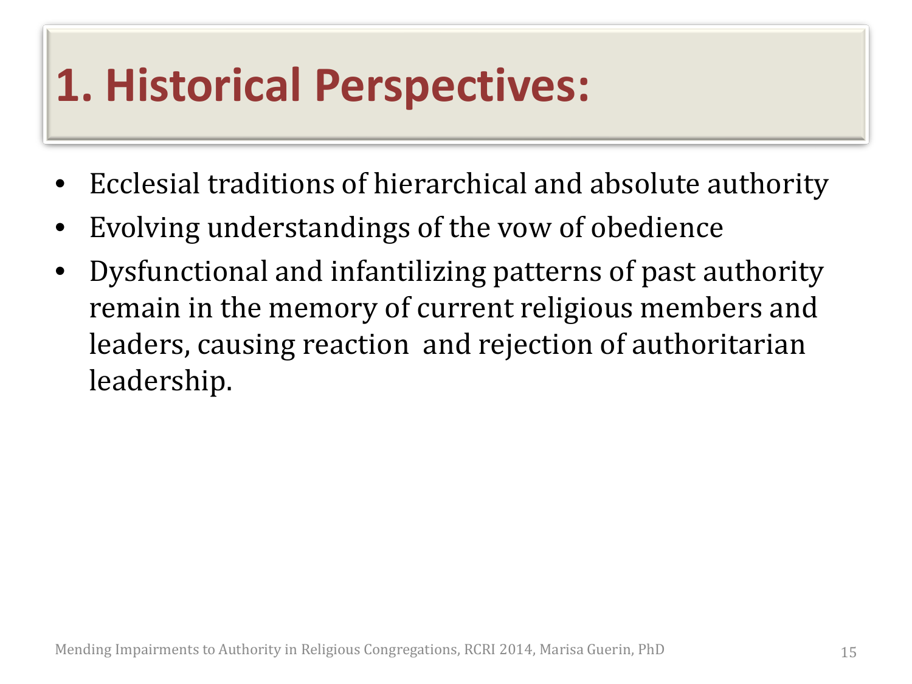# 1. Historical Perspectives:

- Ecclesial traditions of hierarchical and absolute authority
- Evolving understandings of the vow of obedience
- Dysfunctional and infantilizing patterns of past authority remain in the memory of current religious members and leaders, causing reaction and rejection of authoritarian leadership.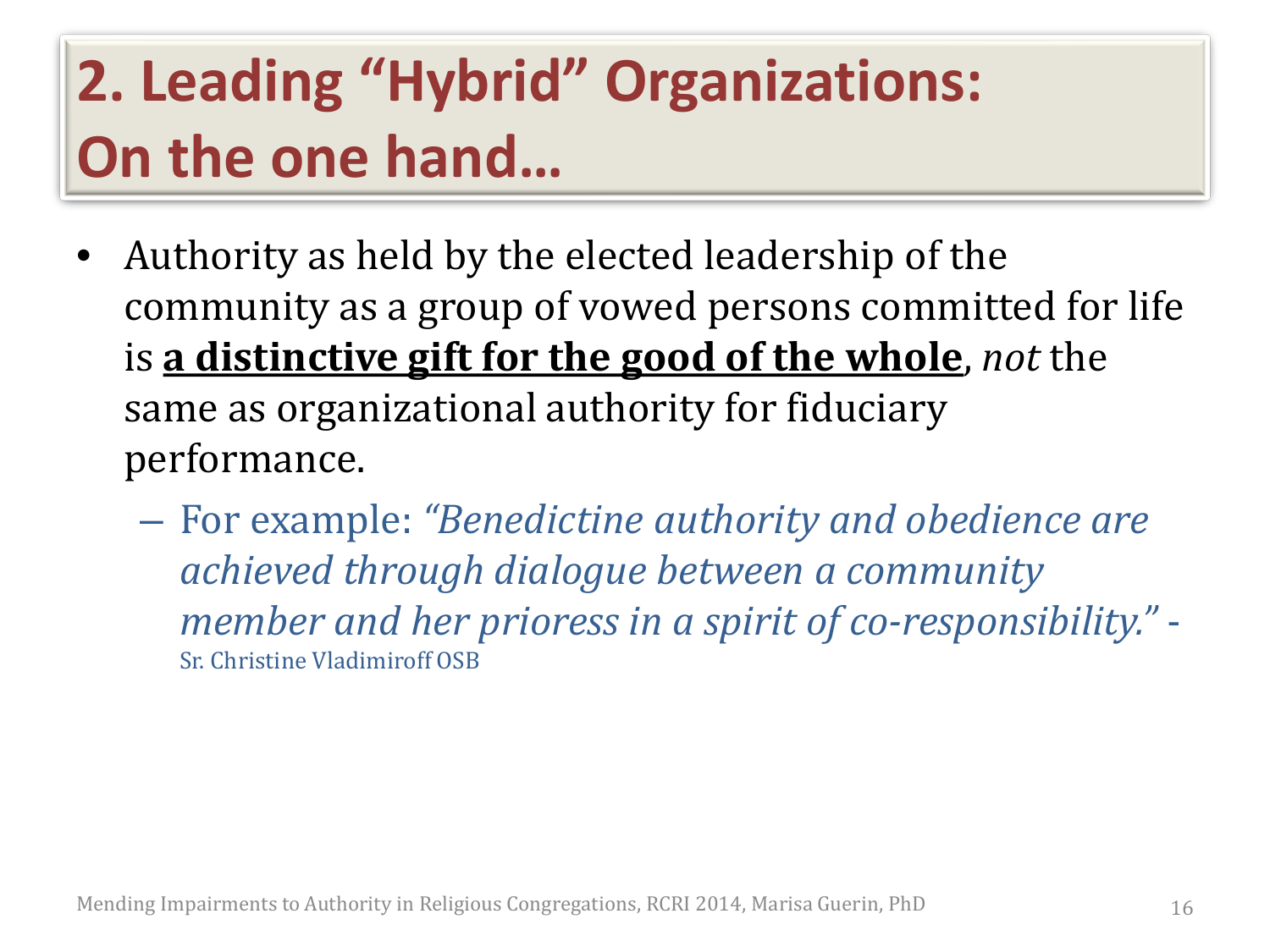# 2. Leading "Hybrid" Organizations: On the one hand…

- Authority as held by the elected leadership of the community as a group of vowed persons committed for life is <u>**a distinctive gift for the good of the whole**</u>, *not* the same as organizational authority for fiduciary performance.
  - For example: *"Benedictine authority and obedience are achieved through dialogue between a community member and her prioress in a spirit of co-responsibility."* - Sr. Christine Vladimiroff OSB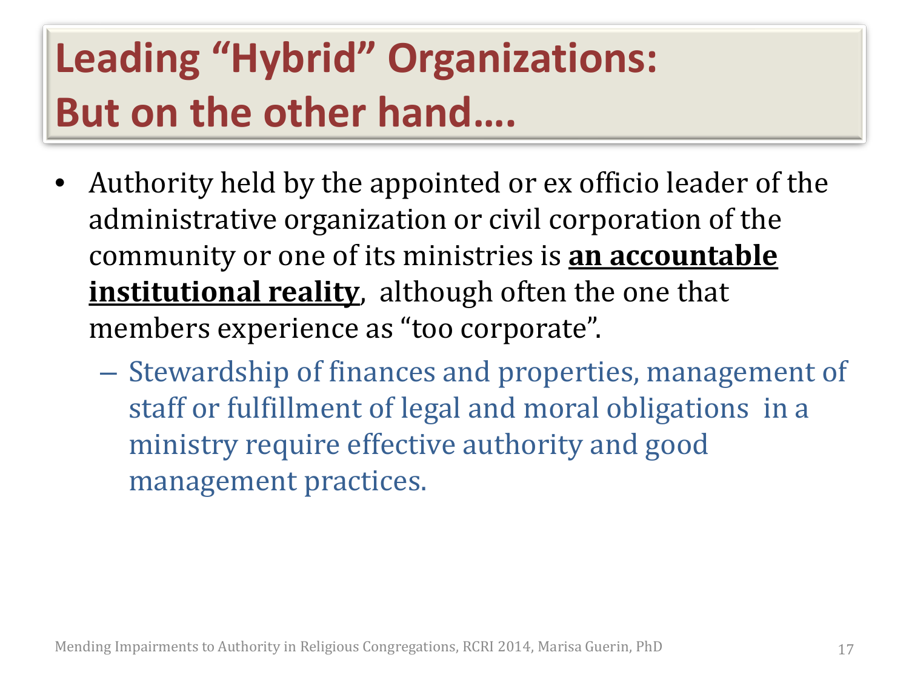# Leading "Hybrid" Organizations: But on the other hand….

- Authority held by the appointed or ex officio leader of the administrative organization or civil corporation of the community or one of its ministries is **an accountable institutional reality**, although often the one that members experience as "too corporate".
  - Stewardship of finances and properties, management of staff or fulfillment of legal and moral obligations in a ministry require effective authority and good management practices.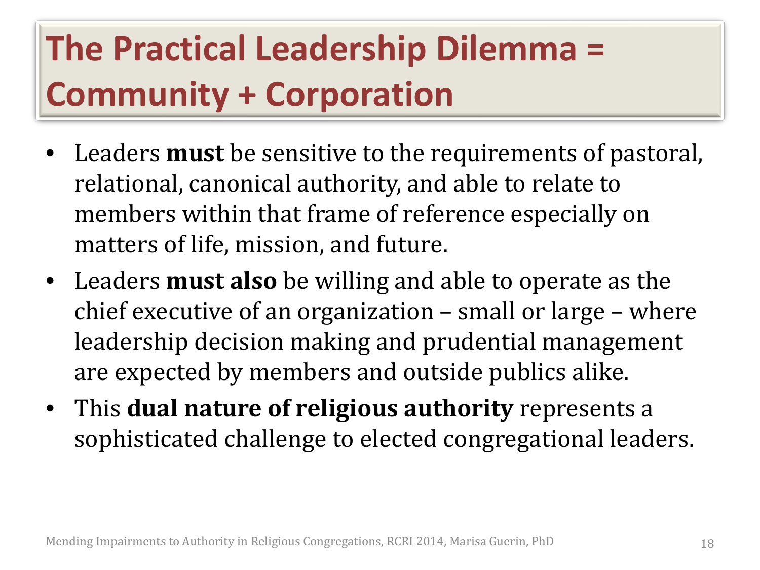# The Practical Leadership Dilemma = Community + Corporation

- Leaders **must** be sensitive to the requirements of pastoral, relational, canonical authority, and able to relate to members within that frame of reference especially on matters of life, mission, and future.
- Leaders **must also** be willing and able to operate as the chief executive of an organization – small or large – where leadership decision making and prudential management are expected by members and outside publics alike.
- This **dual nature of religious authority** represents a sophisticated challenge to elected congregational leaders.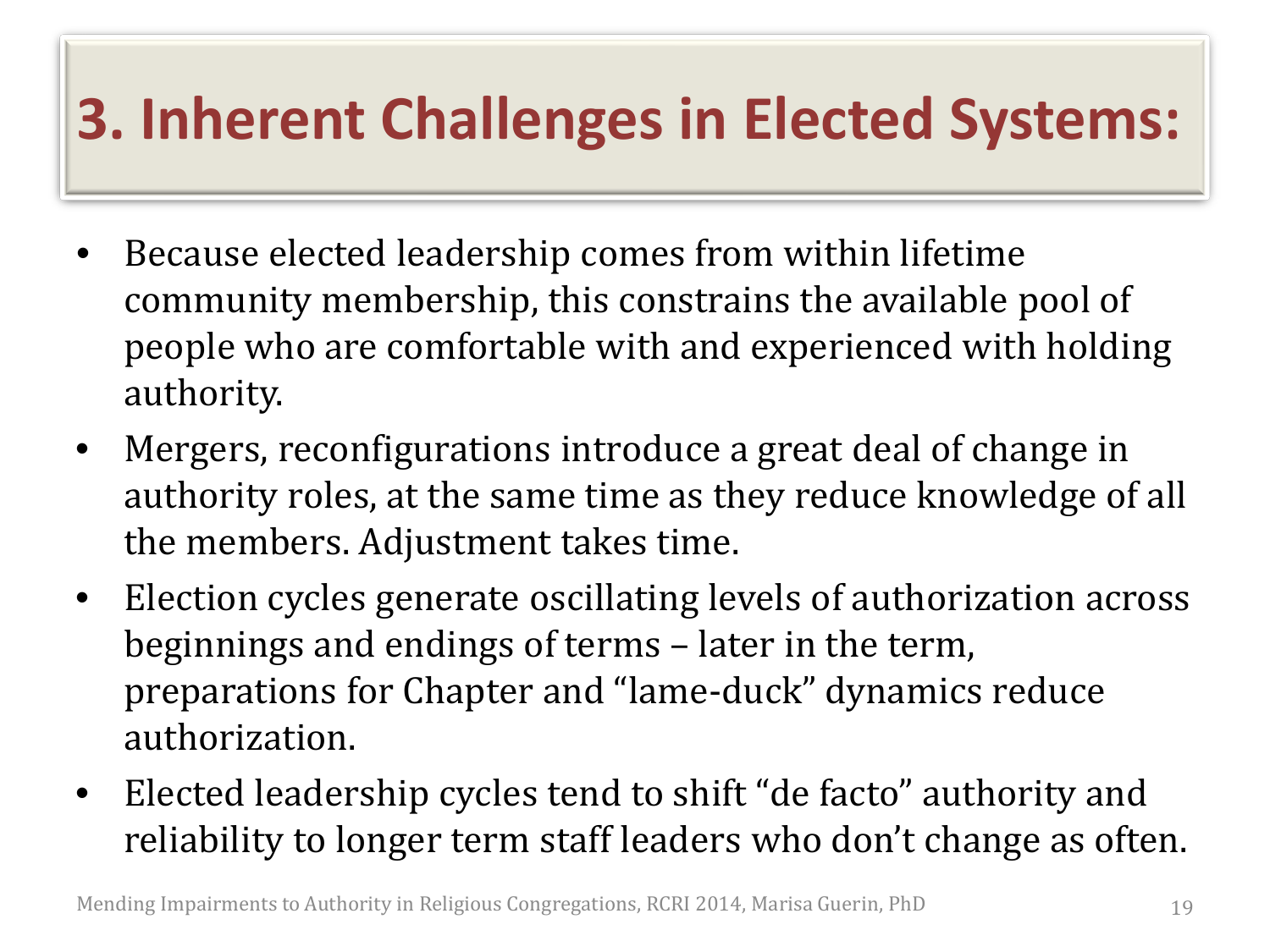# 3. Inherent Challenges in Elected Systems:

- Because elected leadership comes from within lifetime community membership, this constrains the available pool of people who are comfortable with and experienced with holding authority.
- Mergers, reconfigurations introduce a great deal of change in authority roles, at the same time as they reduce knowledge of all the members. Adjustment takes time.
- Election cycles generate oscillating levels of authorization across beginnings and endings of terms – later in the term, preparations for Chapter and "lame-duck" dynamics reduce authorization.
- Elected leadership cycles tend to shift "de facto" authority and reliability to longer term staff leaders who don't change as often.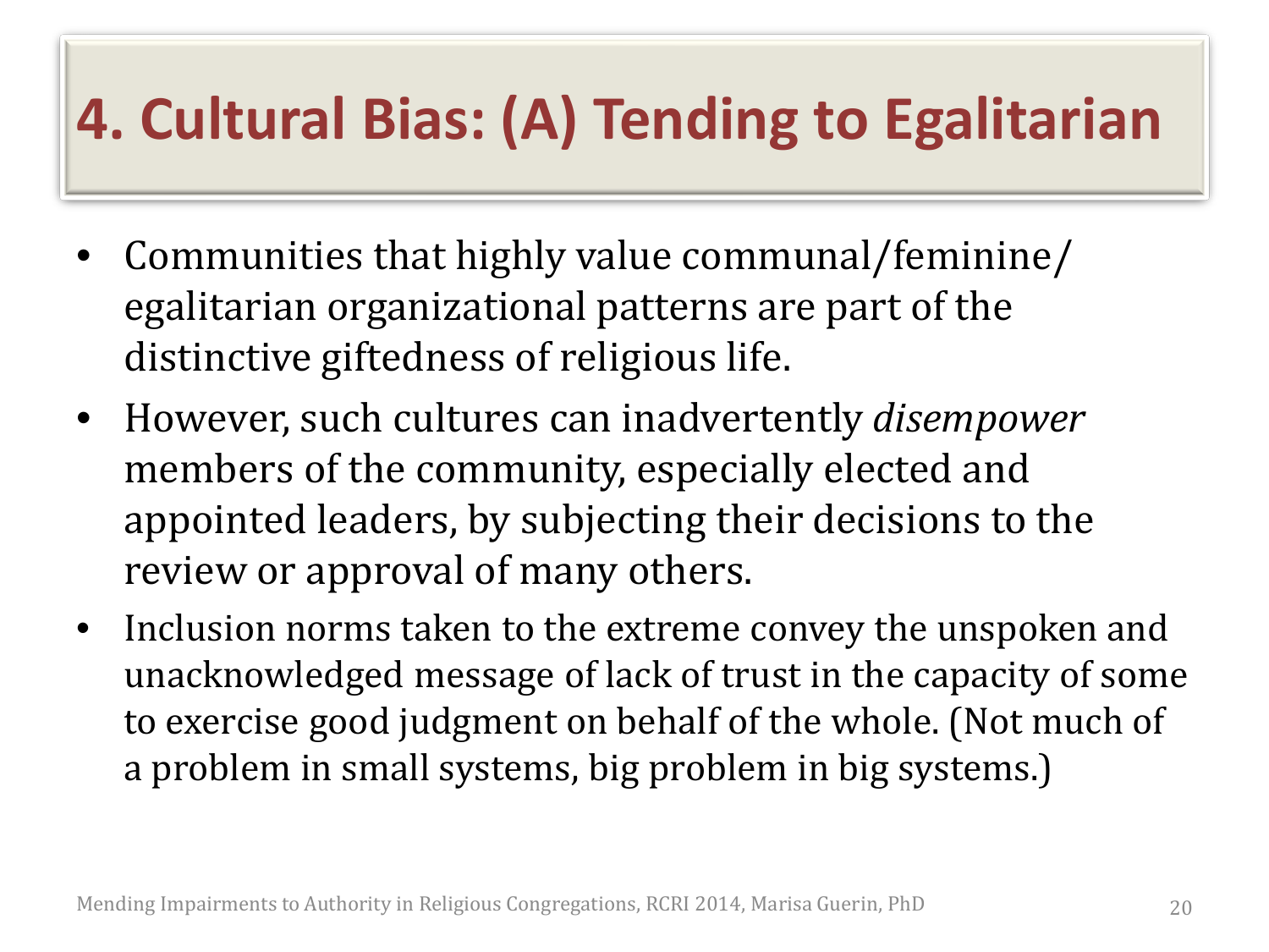# 4. Cultural Bias: (A) Tending to Egalitarian

- Communities that highly value communal/feminine/ egalitarian organizational patterns are part of the distinctive giftedness of religious life.
- However, such cultures can inadvertently *disempower* members of the community, especially elected and appointed leaders, by subjecting their decisions to the review or approval of many others.
- Inclusion norms taken to the extreme convey the unspoken and unacknowledged message of lack of trust in the capacity of some to exercise good judgment on behalf of the whole. (Not much of a problem in small systems, big problem in big systems.)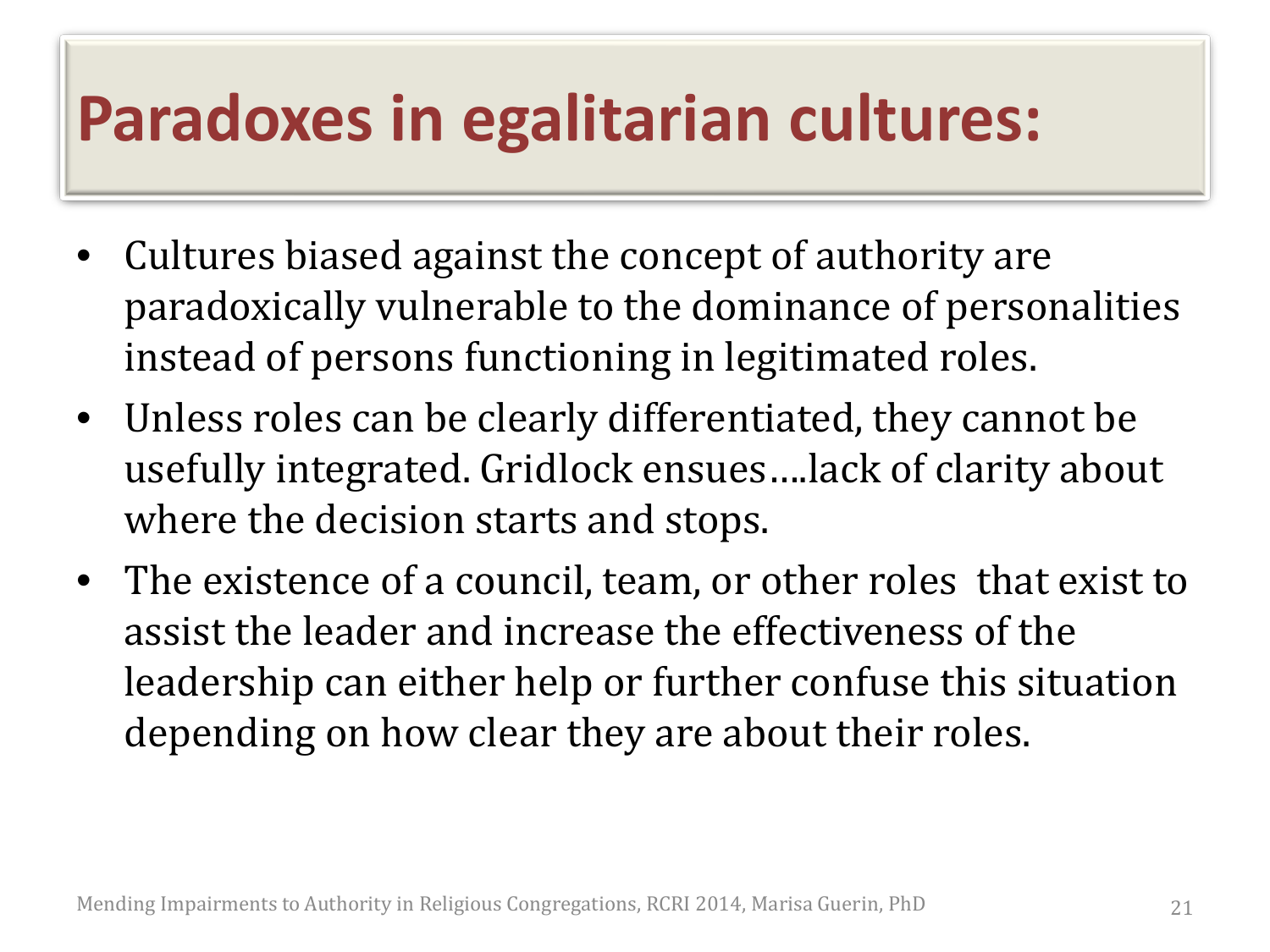# Paradoxes in egalitarian cultures:

- Cultures biased against the concept of authority are paradoxically vulnerable to the dominance of personalities instead of persons functioning in legitimated roles.
- Unless roles can be clearly differentiated, they cannot be usefully integrated. Gridlock ensues….lack of clarity about where the decision starts and stops.
- The existence of a council, team, or other roles that exist to assist the leader and increase the effectiveness of the leadership can either help or further confuse this situation depending on how clear they are about their roles.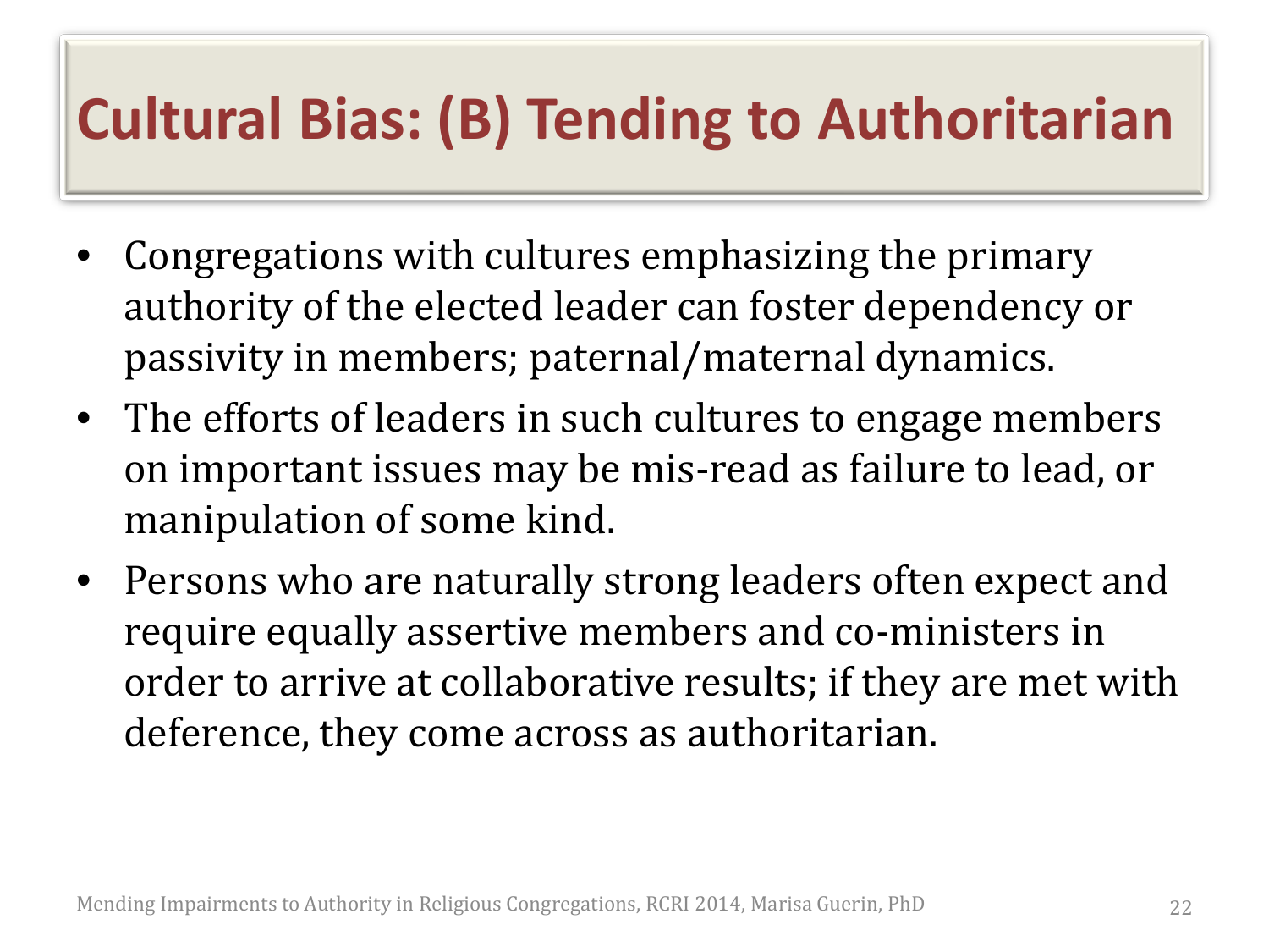# Cultural Bias: (B) Tending to Authoritarian

- Congregations with cultures emphasizing the primary authority of the elected leader can foster dependency or passivity in members; paternal/maternal dynamics.
- The efforts of leaders in such cultures to engage members on important issues may be mis-read as failure to lead, or manipulation of some kind.
- Persons who are naturally strong leaders often expect and require equally assertive members and co-ministers in order to arrive at collaborative results; if they are met with deference, they come across as authoritarian.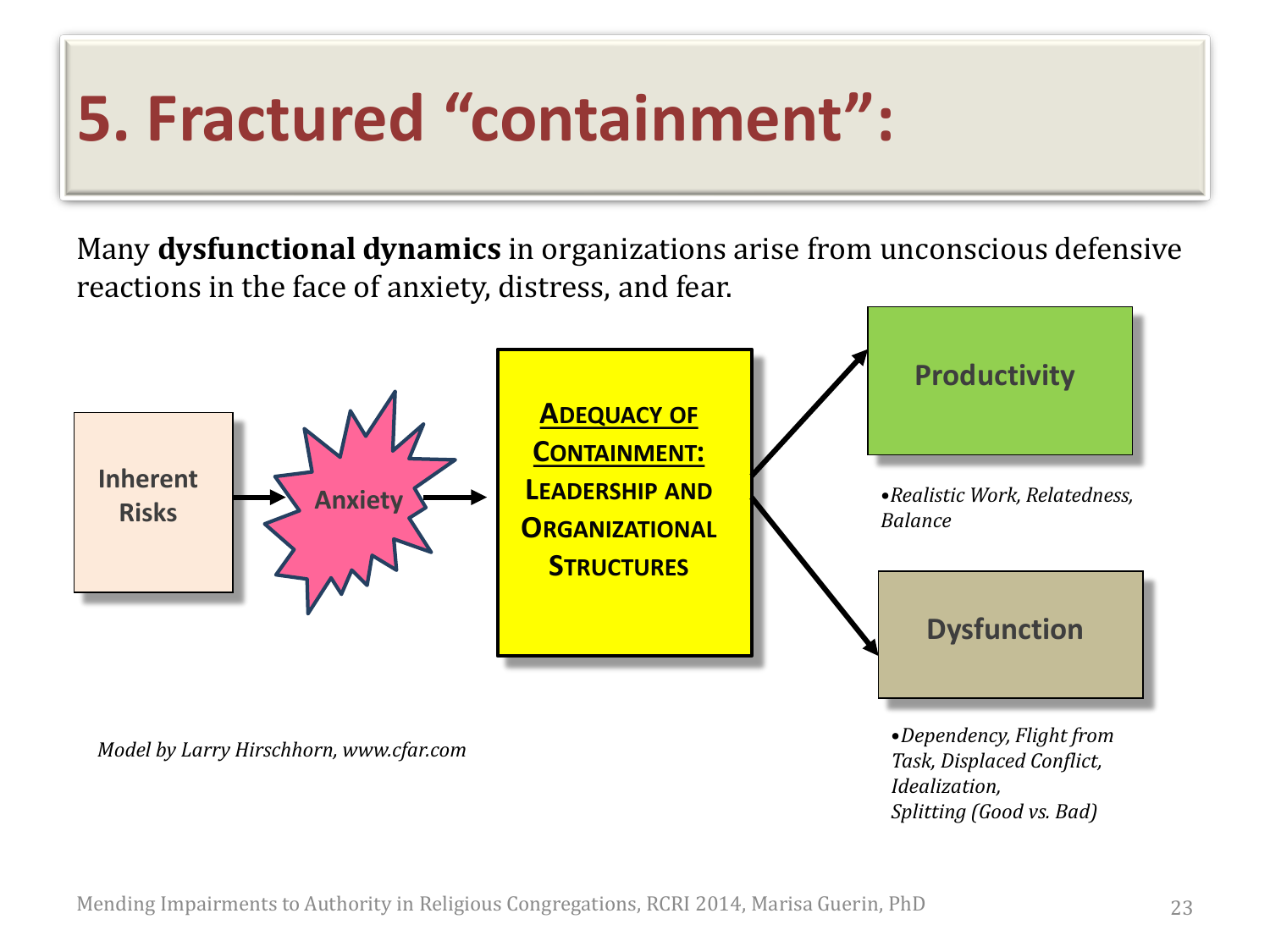# 5. Fractured "containment":

Many **dysfunctional dynamics** in organizations arise from unconscious defensive reactions in the face of anxiety, distress, and fear.

Inherent Risks → Anxiety → **ADEQUACY OF CONTAINMENT:** LEADERSHIP AND ORGANIZATIONAL STRUCTURES

→ **Productivity**

- *Realistic Work, Relatedness, Balance*

→ **Dysfunction**

- *Dependency, Flight from Task, Displaced Conflict, Idealization, Splitting (Good vs. Bad)*

*Model by Larry Hirschhorn, www.cfar.com*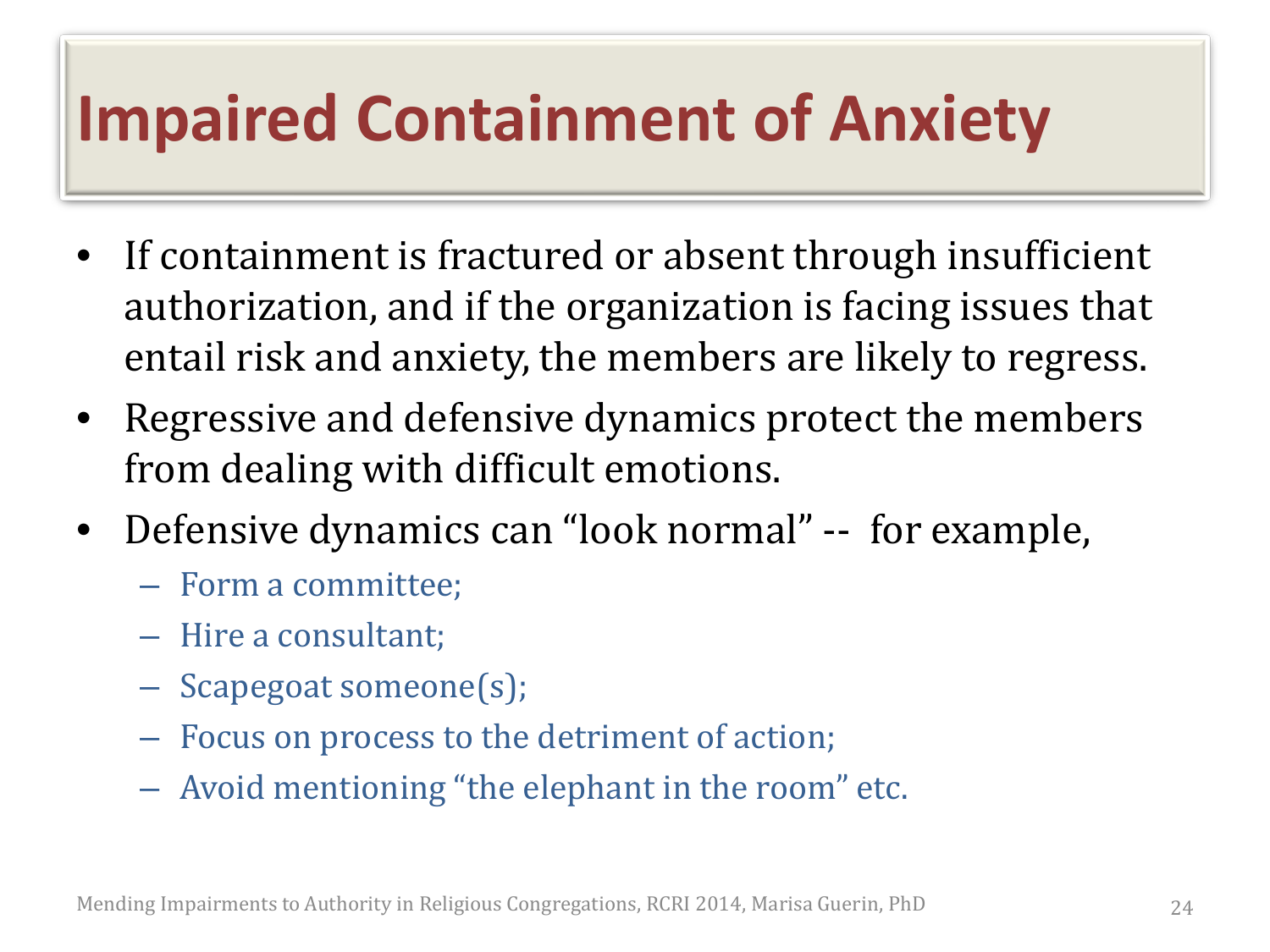# Impaired Containment of Anxiety

- If containment is fractured or absent through insufficient authorization, and if the organization is facing issues that entail risk and anxiety, the members are likely to regress.
- Regressive and defensive dynamics protect the members from dealing with difficult emotions.
- Defensive dynamics can "look normal" -- for example,
  - Form a committee;
  - Hire a consultant;
  - Scapegoat someone(s);
  - Focus on process to the detriment of action;
  - Avoid mentioning "the elephant in the room" etc.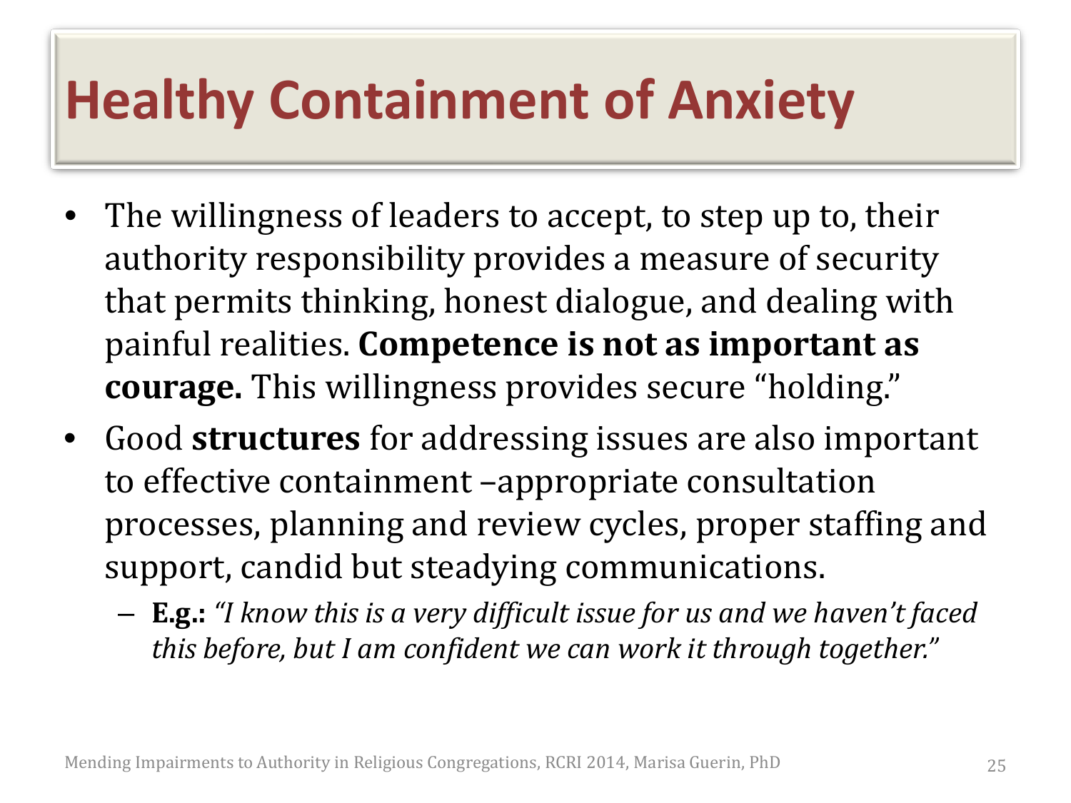# Healthy Containment of Anxiety

- The willingness of leaders to accept, to step up to, their authority responsibility provides a measure of security that permits thinking, honest dialogue, and dealing with painful realities. **Competence is not as important as courage.** This willingness provides secure "holding."
- Good **structures** for addressing issues are also important to effective containment –appropriate consultation processes, planning and review cycles, proper staffing and support, candid but steadying communications.
  - **E.g.:** *"I know this is a very difficult issue for us and we haven't faced this before, but I am confident we can work it through together."*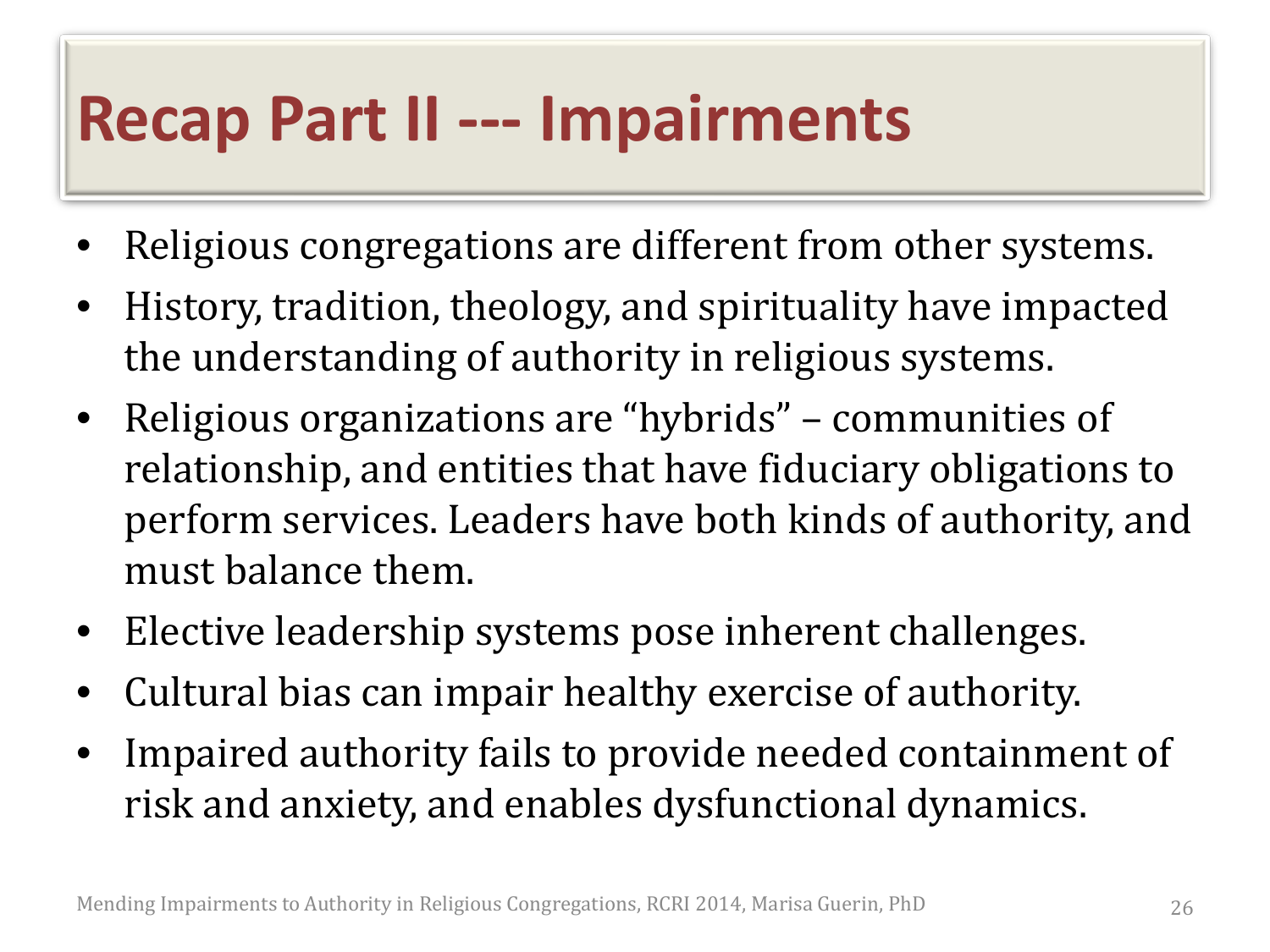# Recap Part II --- Impairments

- Religious congregations are different from other systems.
- History, tradition, theology, and spirituality have impacted the understanding of authority in religious systems.
- Religious organizations are "hybrids" – communities of relationship, and entities that have fiduciary obligations to perform services. Leaders have both kinds of authority, and must balance them.
- Elective leadership systems pose inherent challenges.
- Cultural bias can impair healthy exercise of authority.
- Impaired authority fails to provide needed containment of risk and anxiety, and enables dysfunctional dynamics.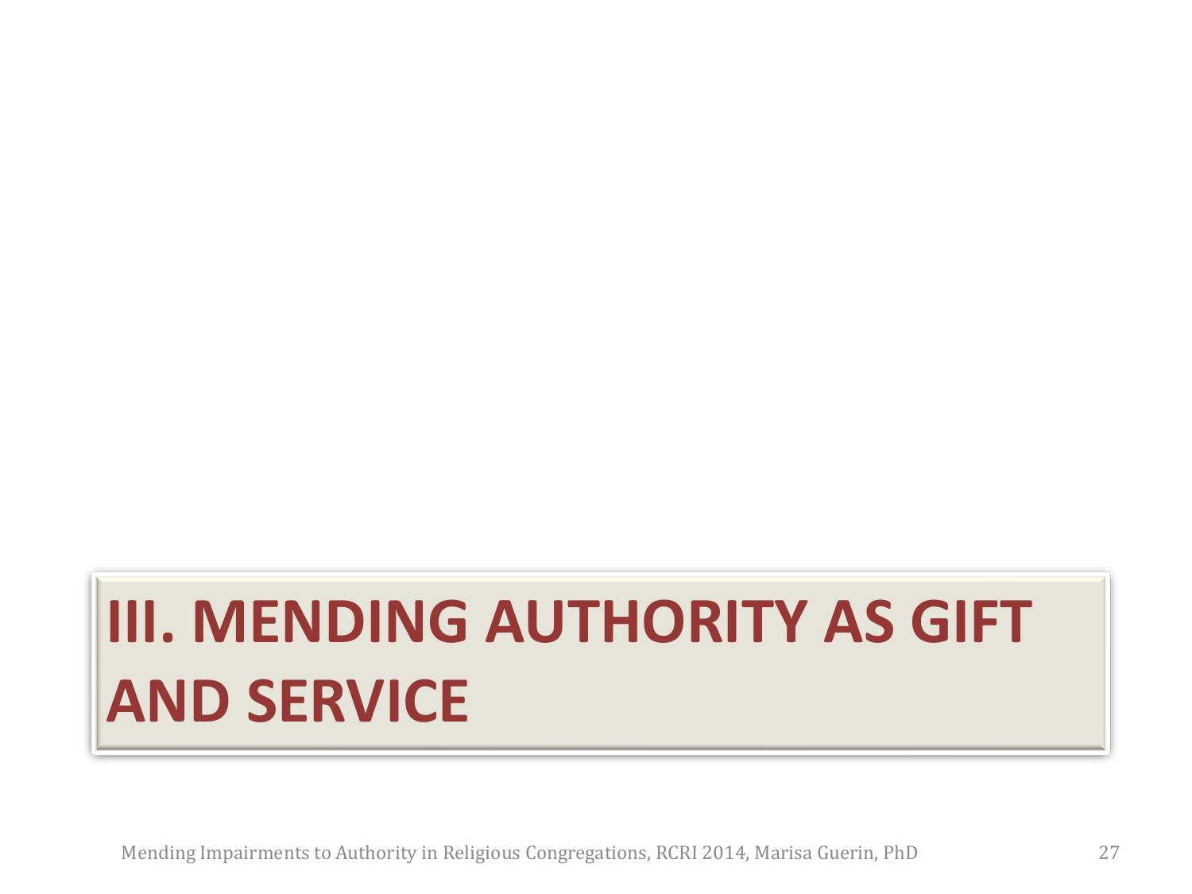# III. MENDING AUTHORITY AS GIFT AND SERVICE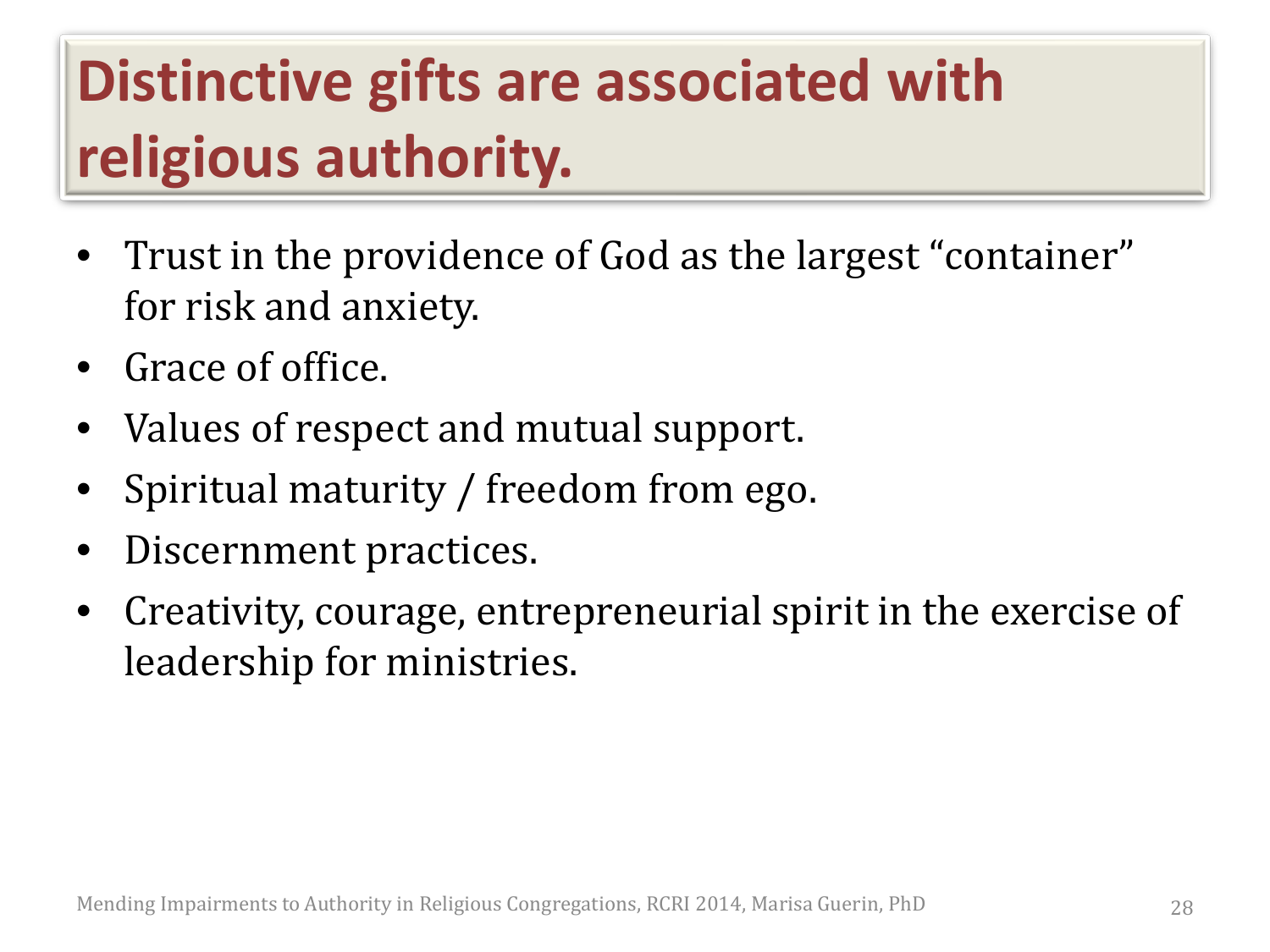# Distinctive gifts are associated with religious authority.

- Trust in the providence of God as the largest "container" for risk and anxiety.
- Grace of office.
- Values of respect and mutual support.
- Spiritual maturity / freedom from ego.
- Discernment practices.
- Creativity, courage, entrepreneurial spirit in the exercise of leadership for ministries.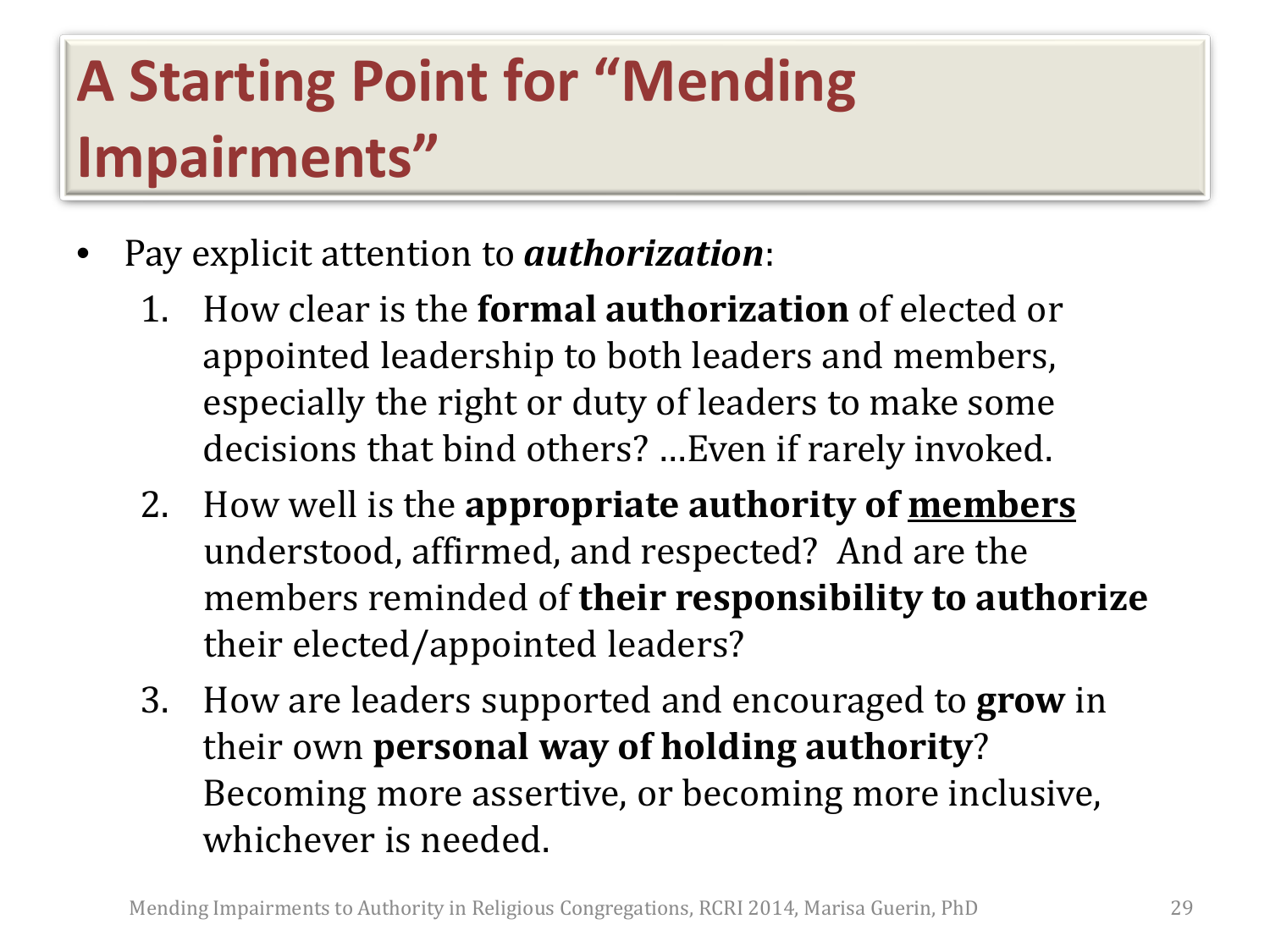# A Starting Point for "Mending Impairments"

- Pay explicit attention to ***authorization***:
  1. How clear is the **formal authorization** of elected or appointed leadership to both leaders and members, especially the right or duty of leaders to make some decisions that bind others? …Even if rarely invoked.
  2. How well is the **appropriate authority of <u>members</u>** understood, affirmed, and respected? And are the members reminded of **their responsibility to authorize** their elected/appointed leaders?
  3. How are leaders supported and encouraged to **grow** in their own **personal way of holding authority**? Becoming more assertive, or becoming more inclusive, whichever is needed.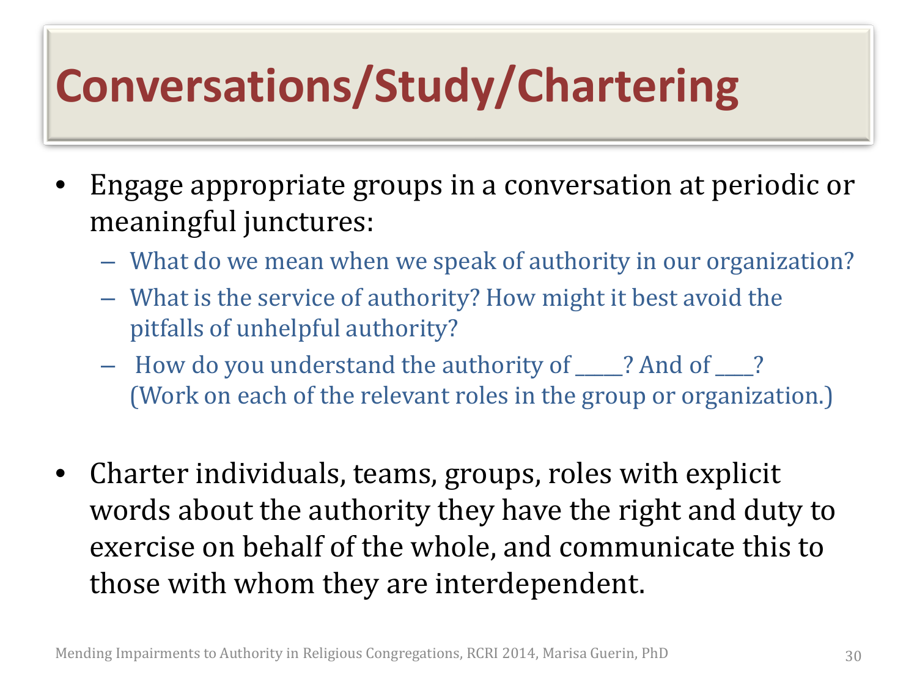# Conversations/Study/Chartering

- Engage appropriate groups in a conversation at periodic or meaningful junctures:
  - What do we mean when we speak of authority in our organization?
  - What is the service of authority? How might it best avoid the pitfalls of unhelpful authority?
  - How do you understand the authority of _____? And of ____? (Work on each of the relevant roles in the group or organization.)

- Charter individuals, teams, groups, roles with explicit words about the authority they have the right and duty to exercise on behalf of the whole, and communicate this to those with whom they are interdependent.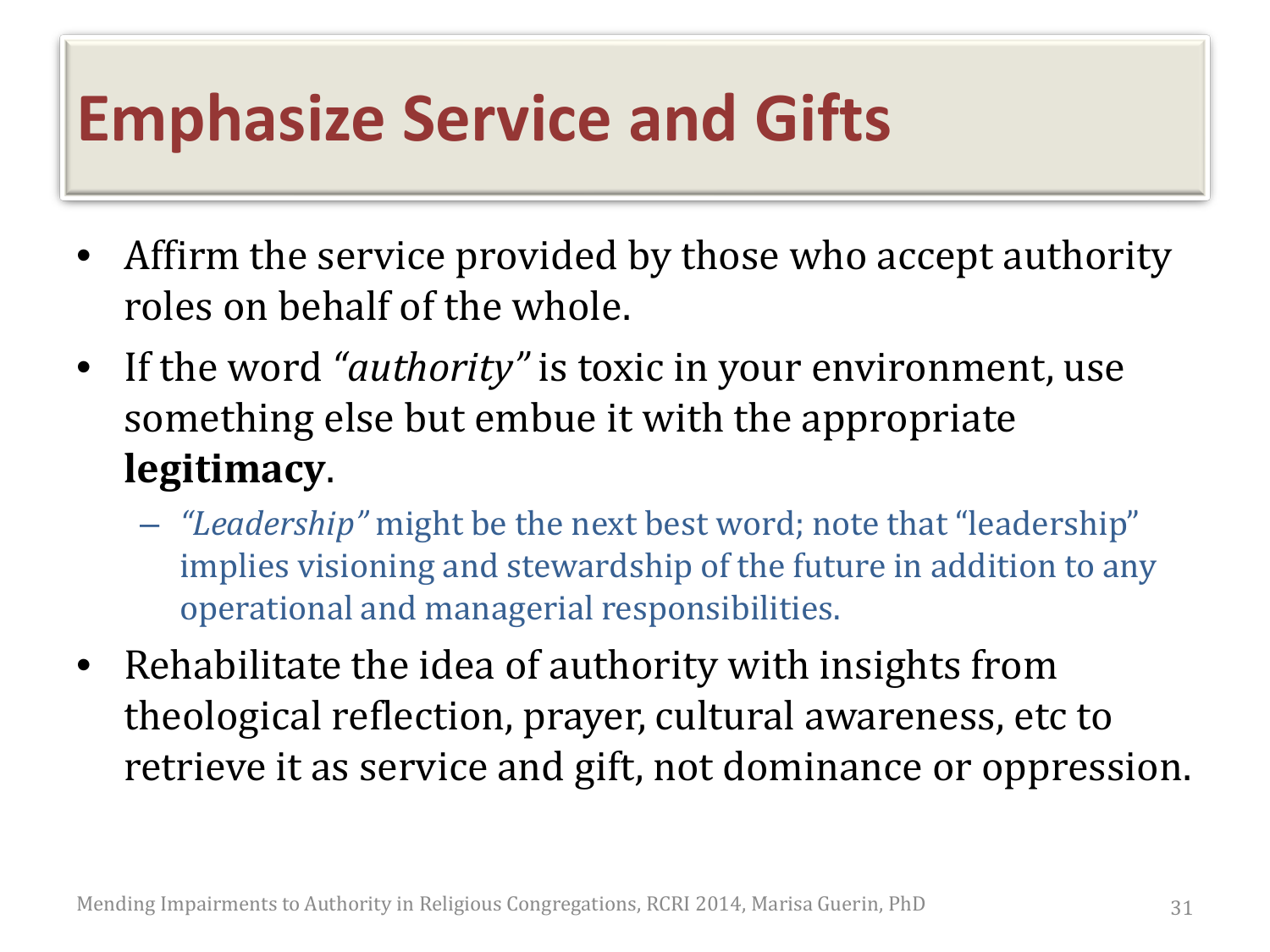# Emphasize Service and Gifts

- Affirm the service provided by those who accept authority roles on behalf of the whole.
- If the word *"authority"* is toxic in your environment, use something else but embue it with the appropriate **legitimacy**.
  - *"Leadership"* might be the next best word; note that "leadership" implies visioning and stewardship of the future in addition to any operational and managerial responsibilities.
- Rehabilitate the idea of authority with insights from theological reflection, prayer, cultural awareness, etc to retrieve it as service and gift, not dominance or oppression.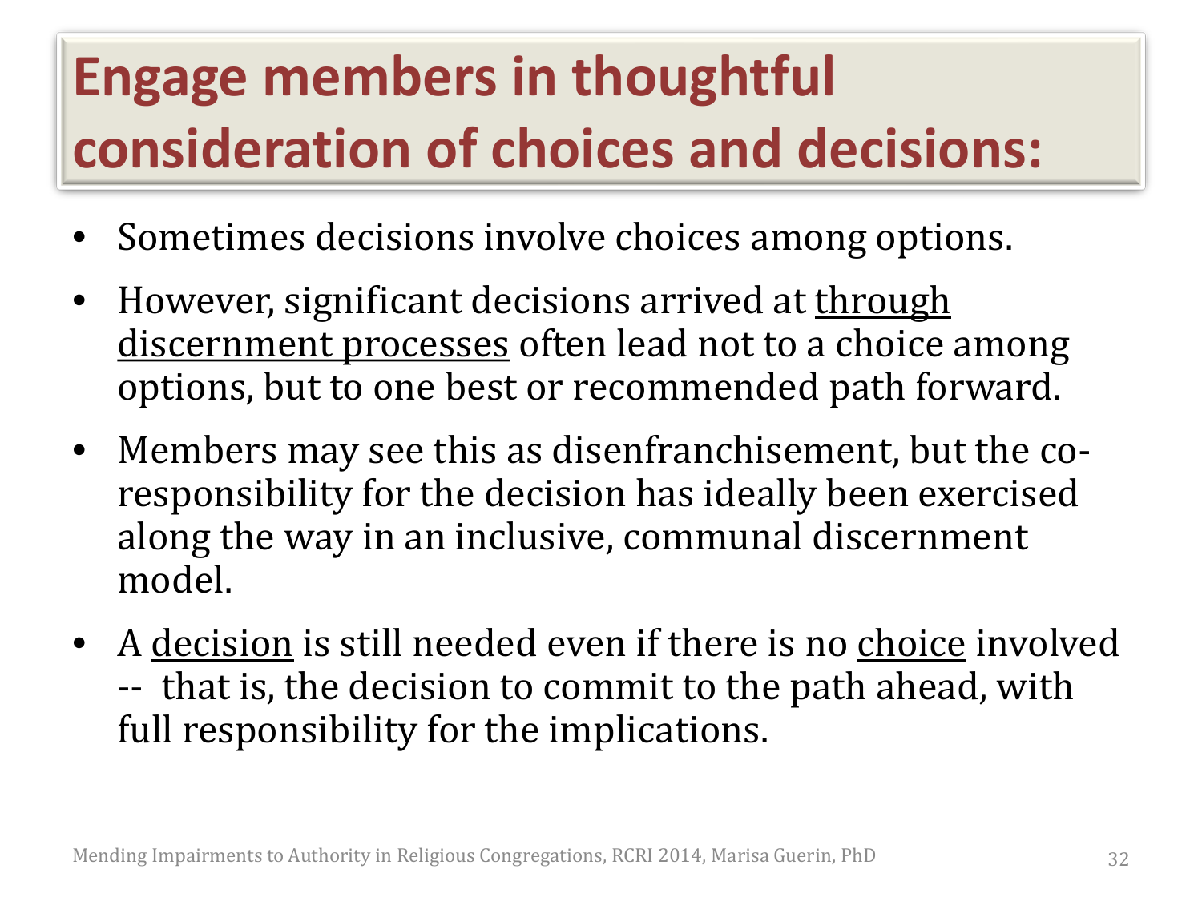# Engage members in thoughtful consideration of choices and decisions:

- Sometimes decisions involve choices among options.
- However, significant decisions arrived at <u>through discernment processes</u> often lead not to a choice among options, but to one best or recommended path forward.
- Members may see this as disenfranchisement, but the co-responsibility for the decision has ideally been exercised along the way in an inclusive, communal discernment model.
- A <u>decision</u> is still needed even if there is no <u>choice</u> involved -- that is, the decision to commit to the path ahead, with full responsibility for the implications.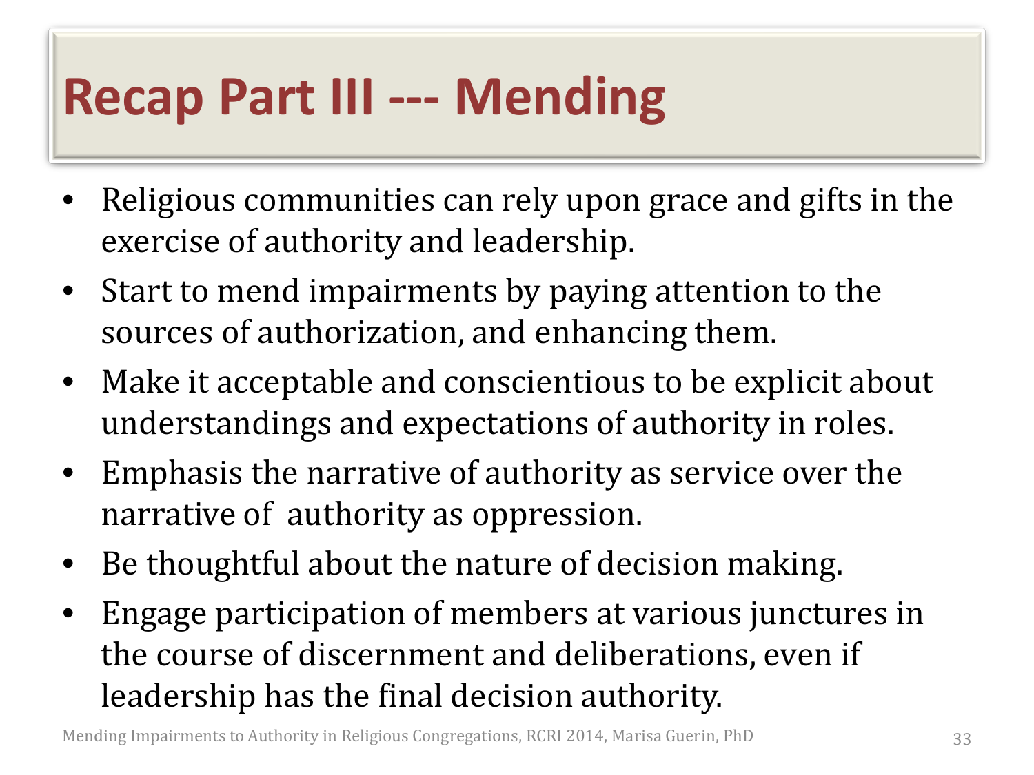# Recap Part III --- Mending

- Religious communities can rely upon grace and gifts in the exercise of authority and leadership.
- Start to mend impairments by paying attention to the sources of authorization, and enhancing them.
- Make it acceptable and conscientious to be explicit about understandings and expectations of authority in roles.
- Emphasis the narrative of authority as service over the narrative of authority as oppression.
- Be thoughtful about the nature of decision making.
- Engage participation of members at various junctures in the course of discernment and deliberations, even if leadership has the final decision authority.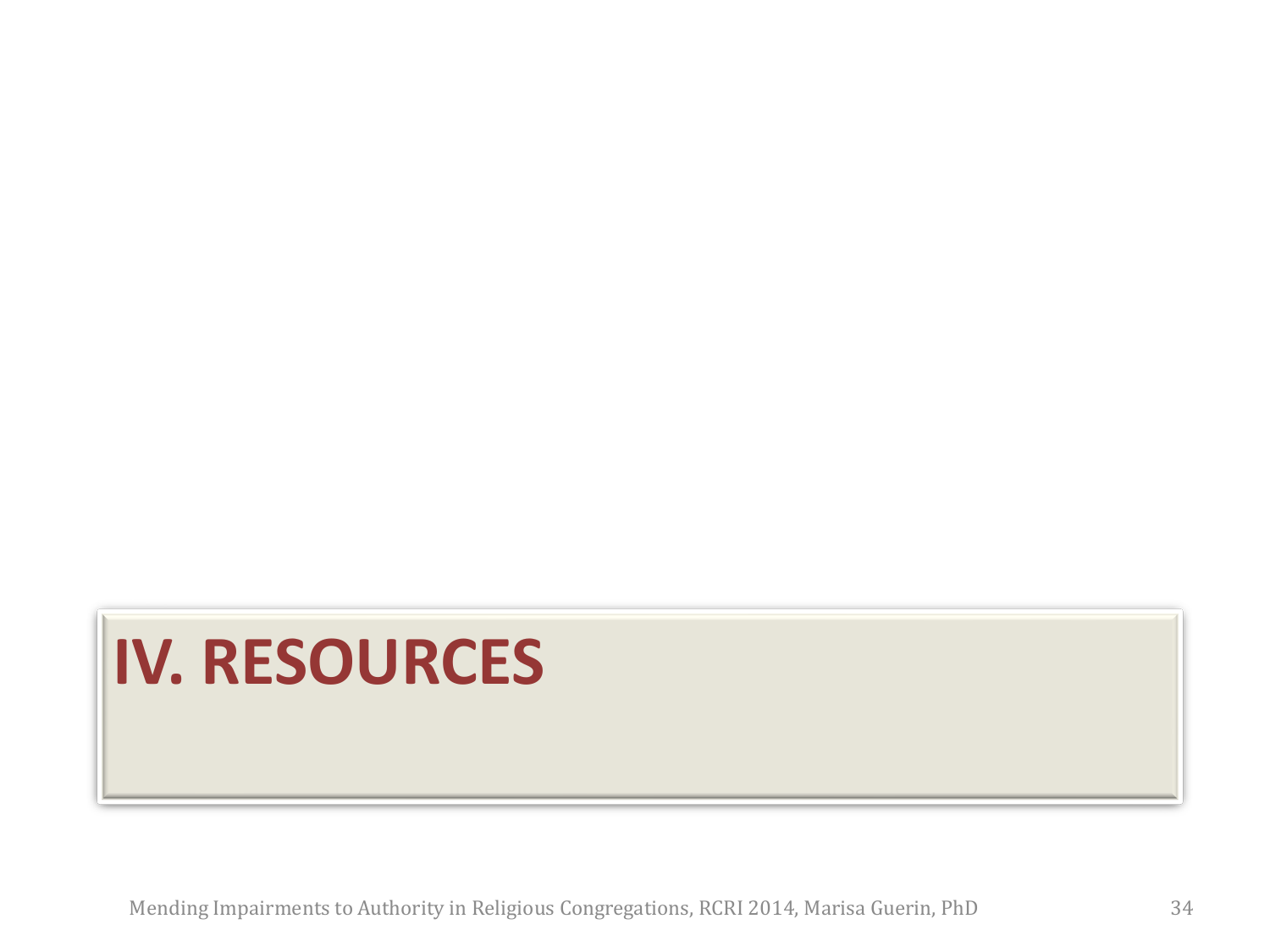# IV. RESOURCES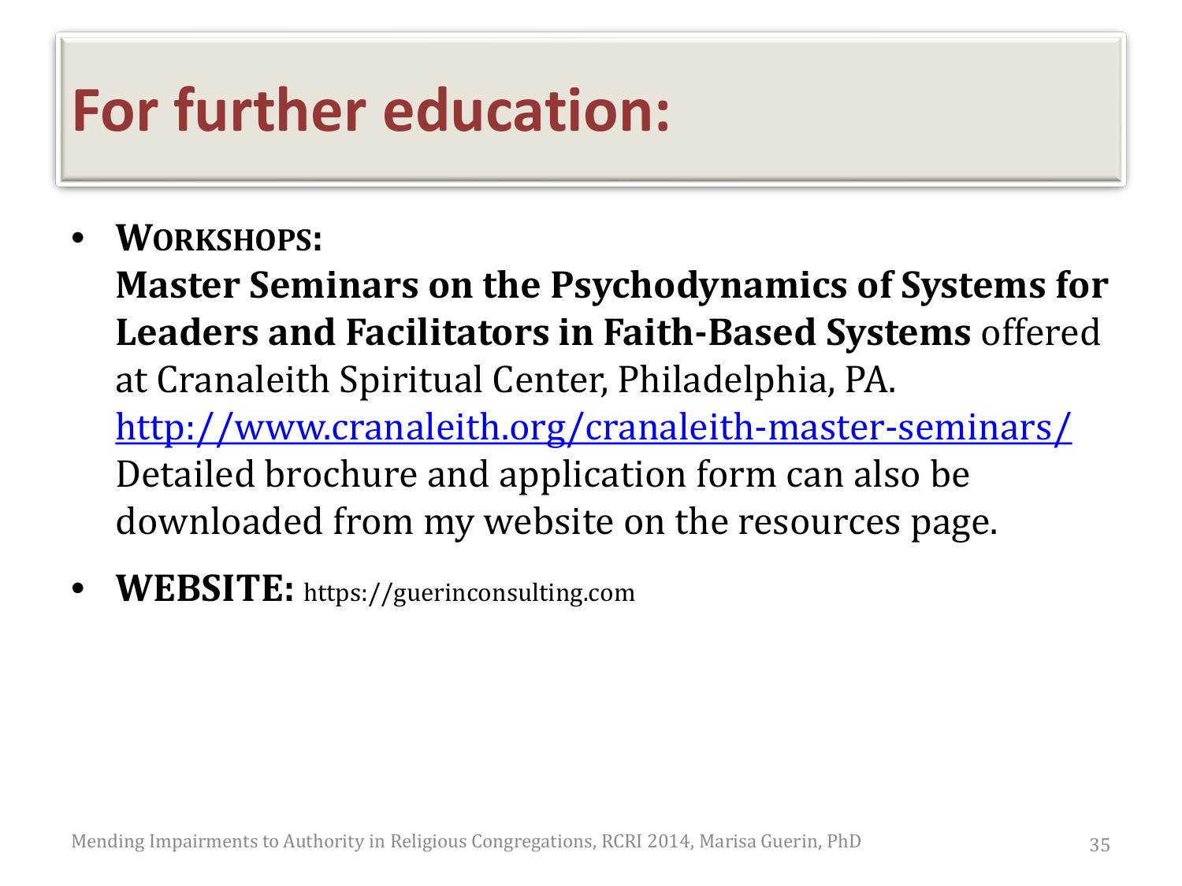# For further education:

- **WORKSHOPS:**
  **Master Seminars on the Psychodynamics of Systems for Leaders and Facilitators in Faith-Based Systems** offered at Cranaleith Spiritual Center, Philadelphia, PA.
  http://www.cranaleith.org/cranaleith-master-seminars/
  Detailed brochure and application form can also be downloaded from my website on the resources page.
- **WEBSITE:** https://guerinconsulting.com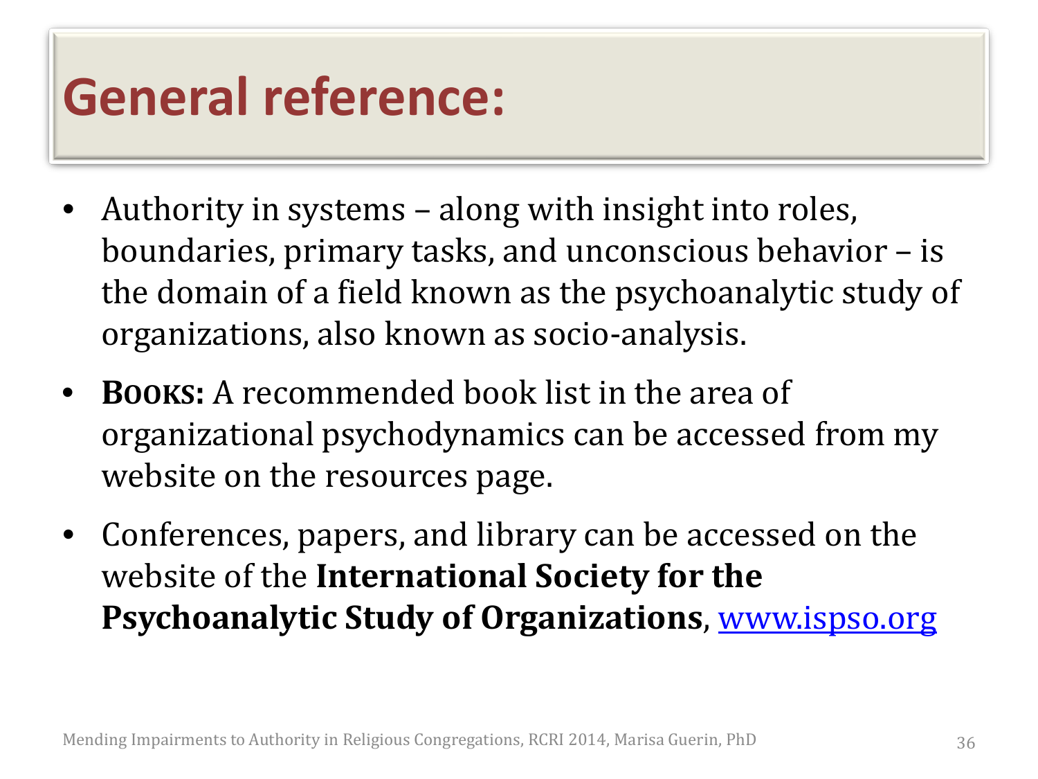# General reference:

- Authority in systems – along with insight into roles, boundaries, primary tasks, and unconscious behavior – is the domain of a field known as the psychoanalytic study of organizations, also known as socio-analysis.
- **BOOKS:** A recommended book list in the area of organizational psychodynamics can be accessed from my website on the resources page.
- Conferences, papers, and library can be accessed on the website of the **International Society for the Psychoanalytic Study of Organizations**, www.ispso.org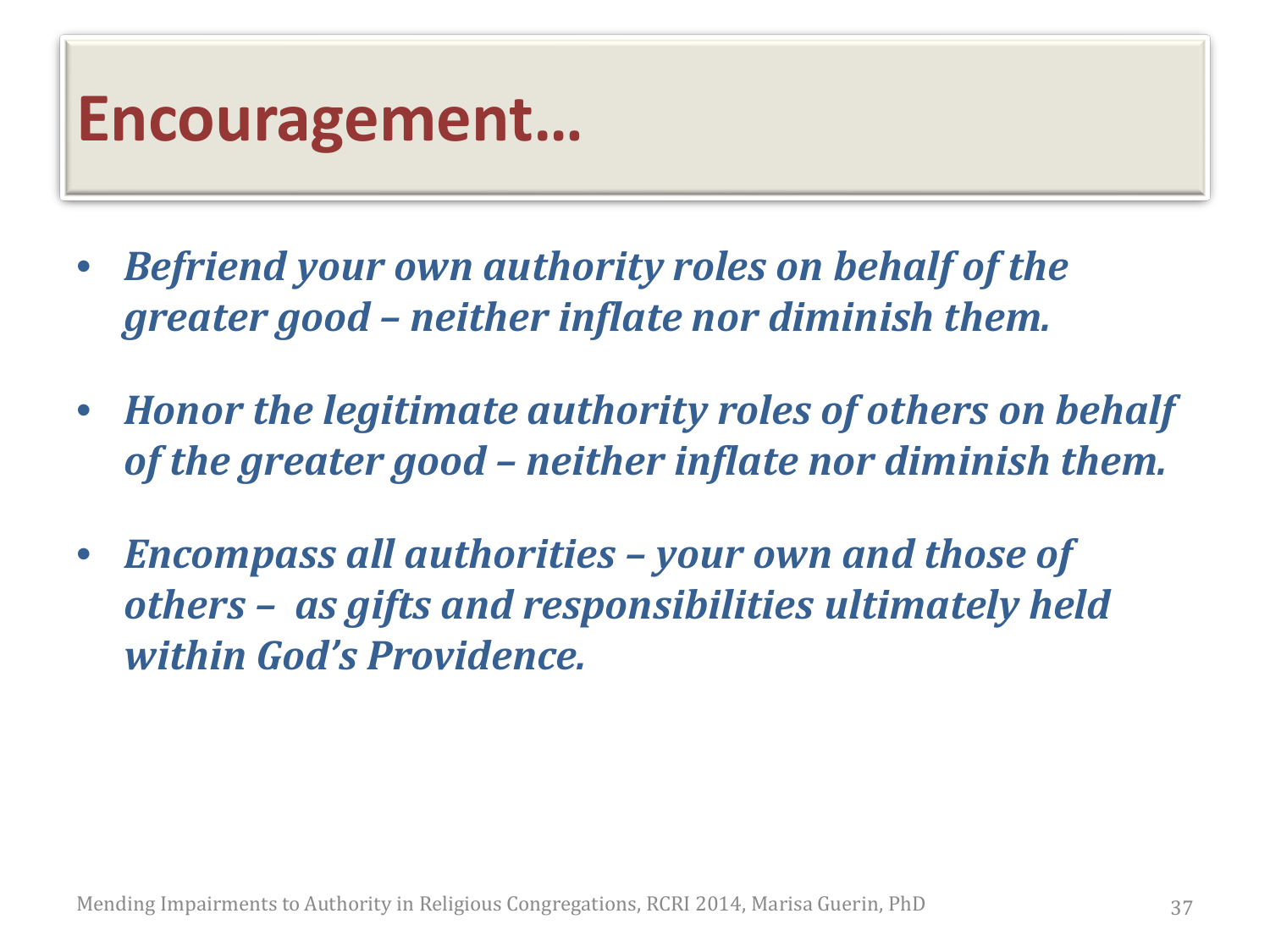# Encouragement…

- ***Befriend your own authority roles on behalf of the greater good – neither inflate nor diminish them.***
- ***Honor the legitimate authority roles of others on behalf of the greater good – neither inflate nor diminish them.***
- ***Encompass all authorities – your own and those of others – as gifts and responsibilities ultimately held within God's Providence.***